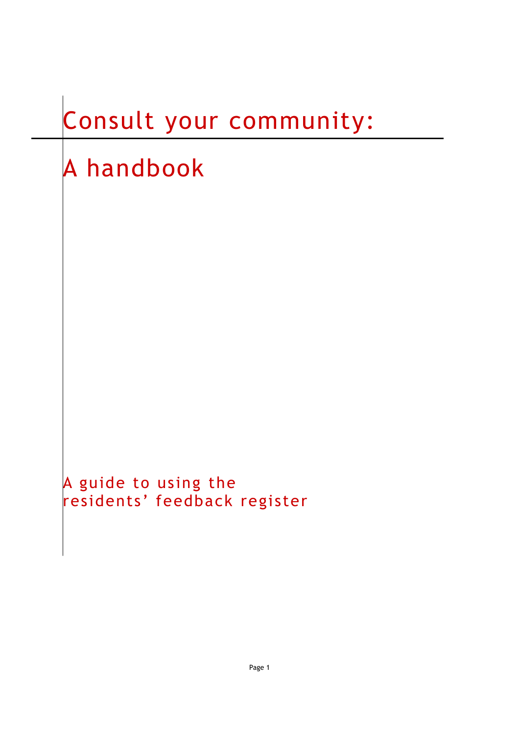# Consult your community:

# A handbook

A guide to using the
residents' feedback register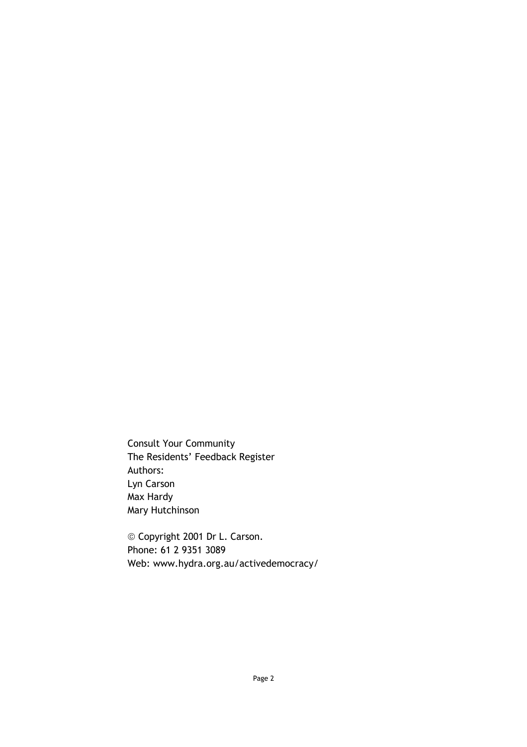Consult Your Community
The Residents' Feedback Register
Authors:
Lyn Carson
Max Hardy
Mary Hutchinson

© Copyright 2001 Dr L. Carson.
Phone: 61 2 9351 3089
Web: www.hydra.org.au/activedemocracy/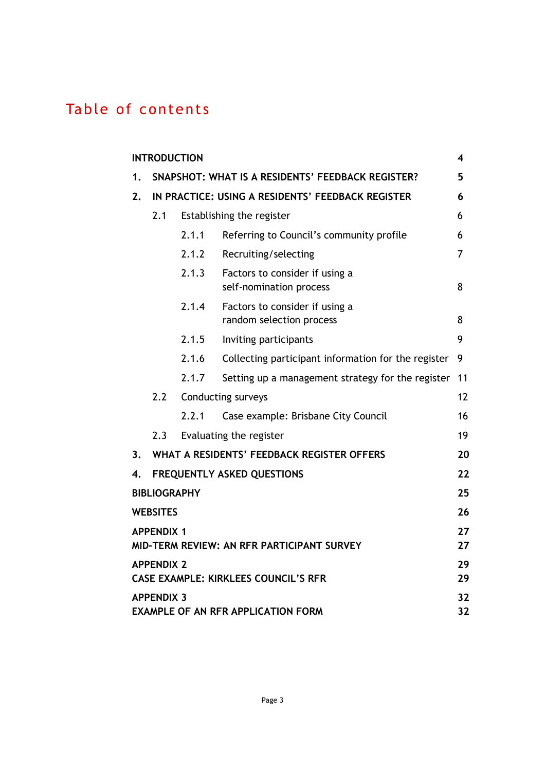# Table of contents

| | | |
|---|---|---|
| **INTRODUCTION** | | **4** |
| **1.** | **SNAPSHOT: WHAT IS A RESIDENTS' FEEDBACK REGISTER?** | **5** |
| **2.** | **IN PRACTICE: USING A RESIDENTS' FEEDBACK REGISTER** | **6** |
| 2.1 | Establishing the register | 6 |
| 2.1.1 | Referring to Council's community profile | 6 |
| 2.1.2 | Recruiting/selecting | 7 |
| 2.1.3 | Factors to consider if using a self-nomination process | 8 |
| 2.1.4 | Factors to consider if using a random selection process | 8 |
| 2.1.5 | Inviting participants | 9 |
| 2.1.6 | Collecting participant information for the register | 9 |
| 2.1.7 | Setting up a management strategy for the register | 11 |
| 2.2 | Conducting surveys | 12 |
| 2.2.1 | Case example: Brisbane City Council | 16 |
| 2.3 | Evaluating the register | 19 |
| **3.** | **WHAT A RESIDENTS' FEEDBACK REGISTER OFFERS** | **20** |
| **4.** | **FREQUENTLY ASKED QUESTIONS** | **22** |
| **BIBLIOGRAPHY** | | **25** |
| **WEBSITES** | | **26** |
| **APPENDIX 1** | | **27** |
| **MID-TERM REVIEW: AN RFR PARTICIPANT SURVEY** | | **27** |
| **APPENDIX 2** | | **29** |
| **CASE EXAMPLE: KIRKLEES COUNCIL'S RFR** | | **29** |
| **APPENDIX 3** | | **32** |
| **EXAMPLE OF AN RFR APPLICATION FORM** | | **32** |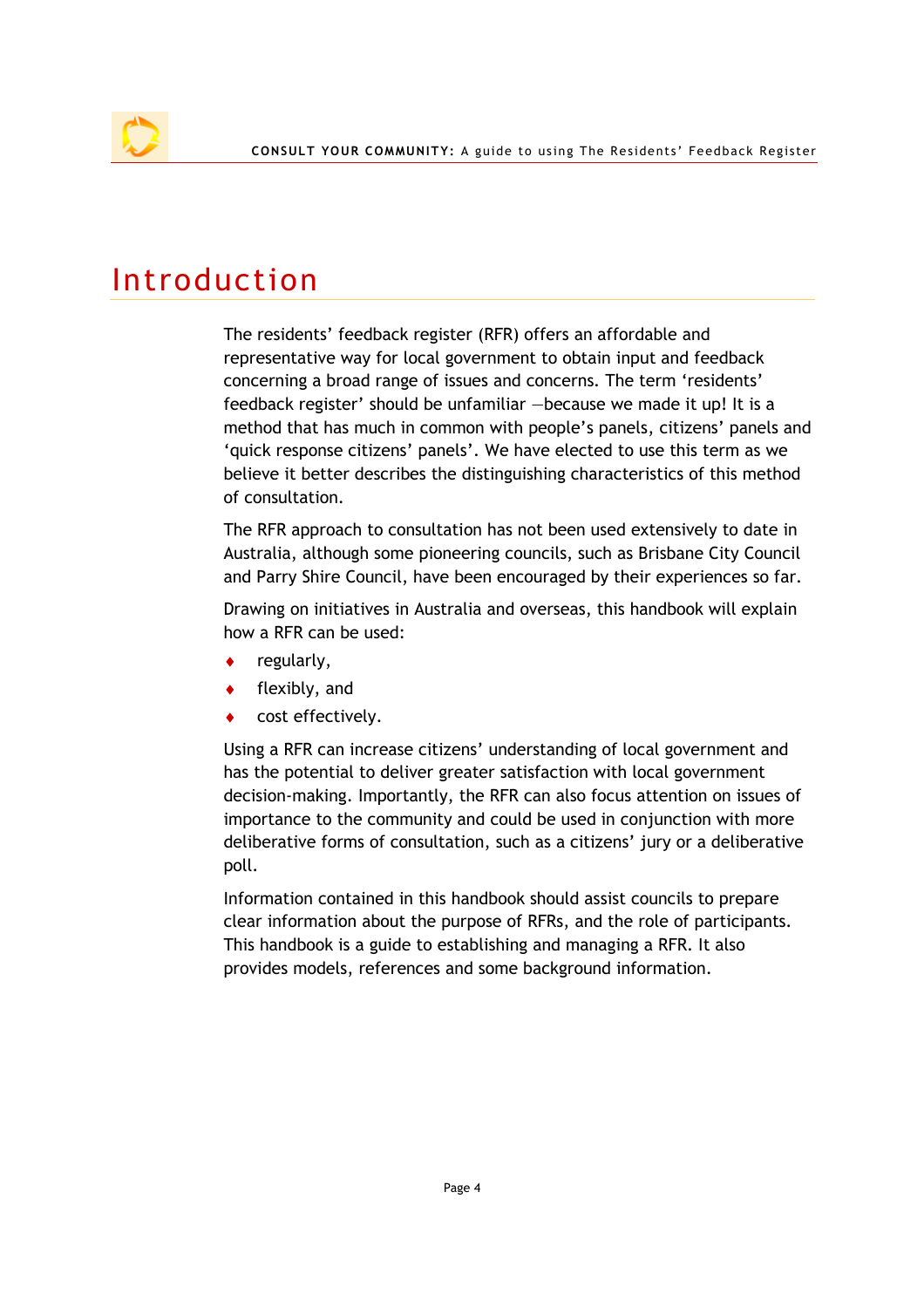# Introduction

The residents' feedback register (RFR) offers an affordable and representative way for local government to obtain input and feedback concerning a broad range of issues and concerns. The term 'residents' feedback register' should be unfamiliar —because we made it up! It is a method that has much in common with people's panels, citizens' panels and 'quick response citizens' panels'. We have elected to use this term as we believe it better describes the distinguishing characteristics of this method of consultation.

The RFR approach to consultation has not been used extensively to date in Australia, although some pioneering councils, such as Brisbane City Council and Parry Shire Council, have been encouraged by their experiences so far.

Drawing on initiatives in Australia and overseas, this handbook will explain how a RFR can be used:

- regularly,
- flexibly, and
- cost effectively.

Using a RFR can increase citizens' understanding of local government and has the potential to deliver greater satisfaction with local government decision-making. Importantly, the RFR can also focus attention on issues of importance to the community and could be used in conjunction with more deliberative forms of consultation, such as a citizens' jury or a deliberative poll.

Information contained in this handbook should assist councils to prepare clear information about the purpose of RFRs, and the role of participants. This handbook is a guide to establishing and managing a RFR. It also provides models, references and some background information.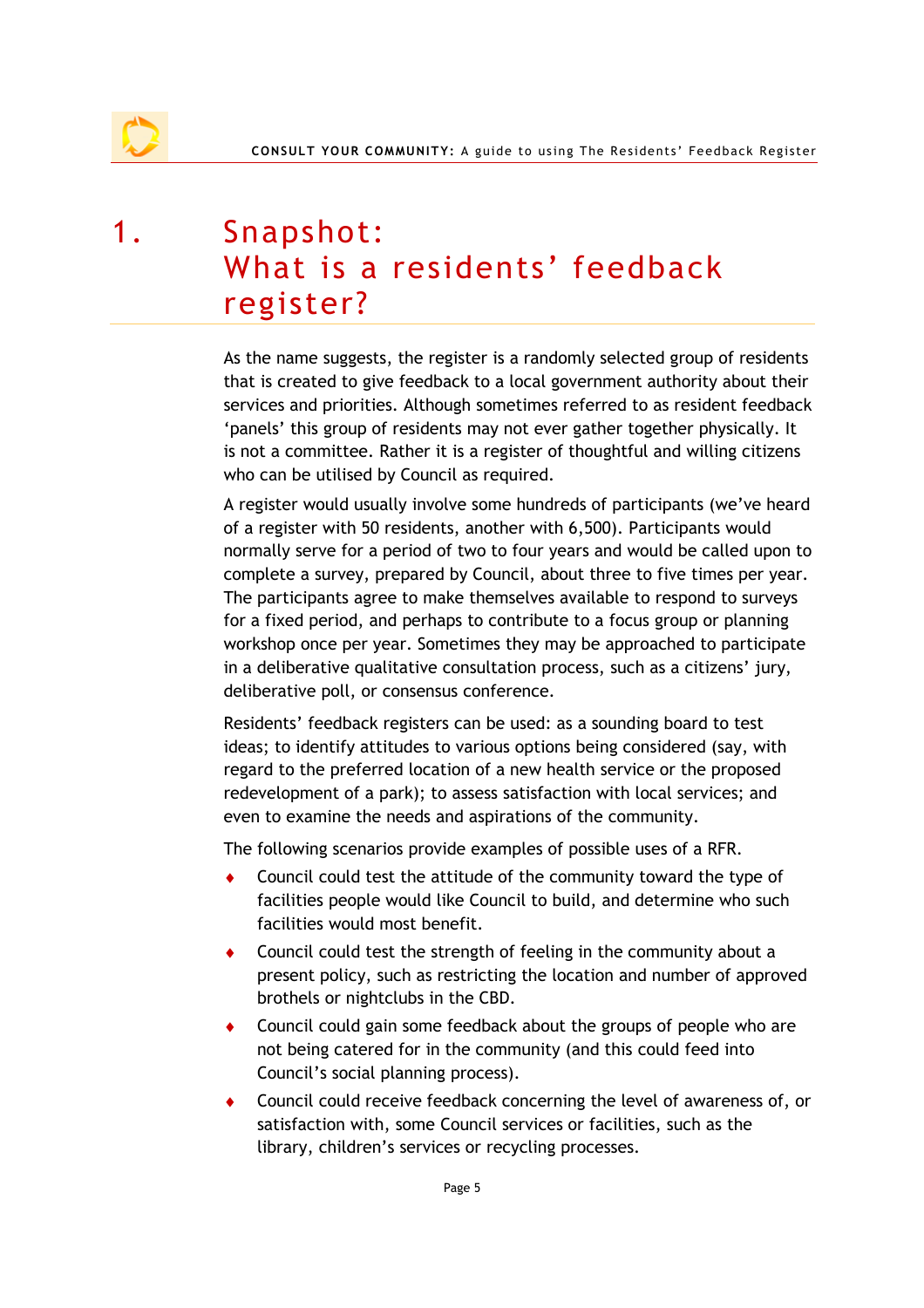# 1. Snapshot: What is a residents' feedback register?

As the name suggests, the register is a randomly selected group of residents that is created to give feedback to a local government authority about their services and priorities. Although sometimes referred to as resident feedback 'panels' this group of residents may not ever gather together physically. It is not a committee. Rather it is a register of thoughtful and willing citizens who can be utilised by Council as required.

A register would usually involve some hundreds of participants (we've heard of a register with 50 residents, another with 6,500). Participants would normally serve for a period of two to four years and would be called upon to complete a survey, prepared by Council, about three to five times per year. The participants agree to make themselves available to respond to surveys for a fixed period, and perhaps to contribute to a focus group or planning workshop once per year. Sometimes they may be approached to participate in a deliberative qualitative consultation process, such as a citizens' jury, deliberative poll, or consensus conference.

Residents' feedback registers can be used: as a sounding board to test ideas; to identify attitudes to various options being considered (say, with regard to the preferred location of a new health service or the proposed redevelopment of a park); to assess satisfaction with local services; and even to examine the needs and aspirations of the community.

The following scenarios provide examples of possible uses of a RFR.

- Council could test the attitude of the community toward the type of facilities people would like Council to build, and determine who such facilities would most benefit.
- Council could test the strength of feeling in the community about a present policy, such as restricting the location and number of approved brothels or nightclubs in the CBD.
- Council could gain some feedback about the groups of people who are not being catered for in the community (and this could feed into Council's social planning process).
- Council could receive feedback concerning the level of awareness of, or satisfaction with, some Council services or facilities, such as the library, children's services or recycling processes.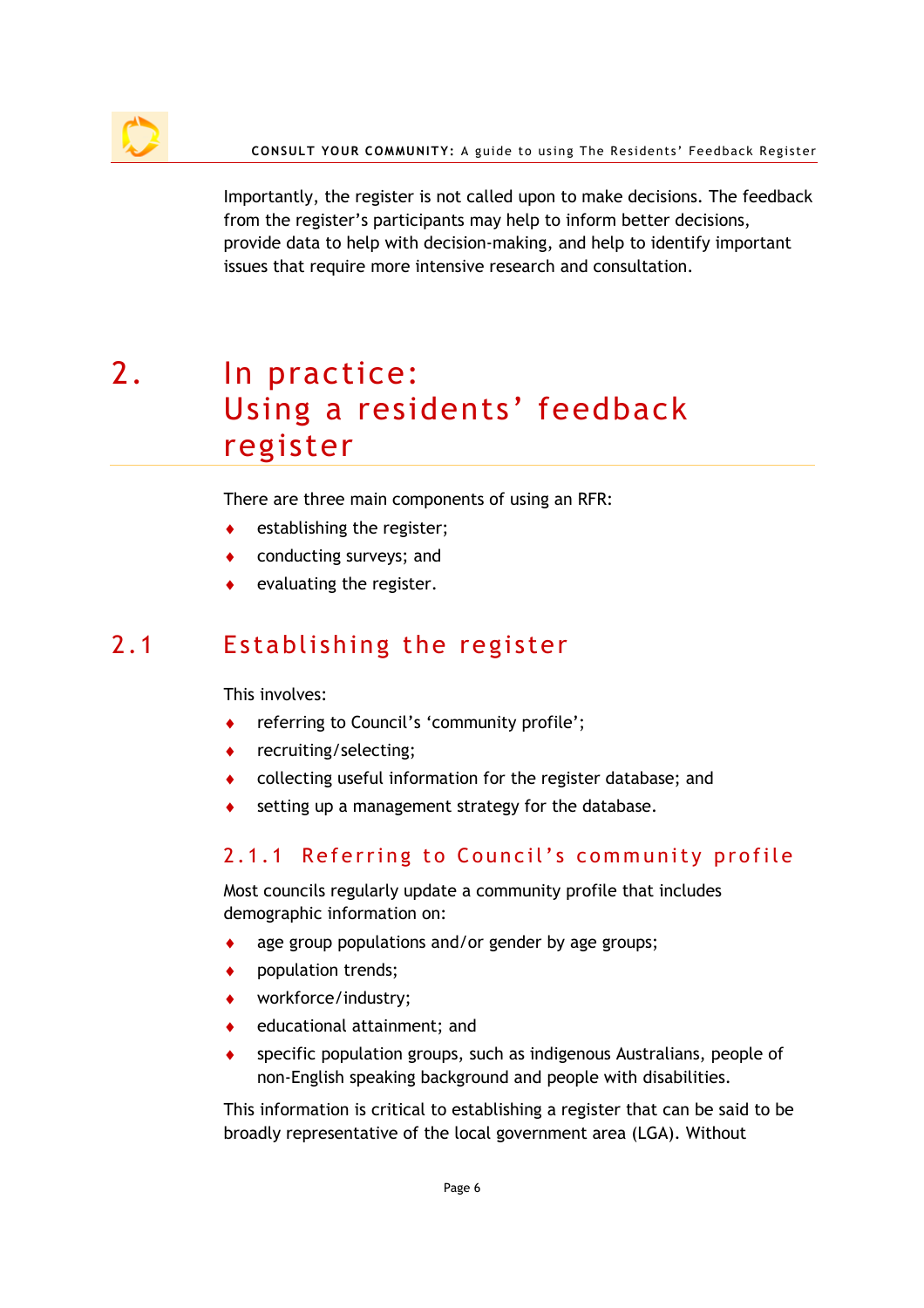Importantly, the register is not called upon to make decisions. The feedback from the register's participants may help to inform better decisions, provide data to help with decision-making, and help to identify important issues that require more intensive research and consultation.

# 2. In practice: Using a residents' feedback register

There are three main components of using an RFR:

- establishing the register;
- conducting surveys; and
- evaluating the register.

## 2.1 Establishing the register

This involves:

- referring to Council's 'community profile';
- recruiting/selecting;
- collecting useful information for the register database; and
- setting up a management strategy for the database.

### 2.1.1 Referring to Council's community profile

Most councils regularly update a community profile that includes demographic information on:

- age group populations and/or gender by age groups;
- population trends;
- workforce/industry;
- educational attainment; and
- specific population groups, such as indigenous Australians, people of non-English speaking background and people with disabilities.

This information is critical to establishing a register that can be said to be broadly representative of the local government area (LGA). Without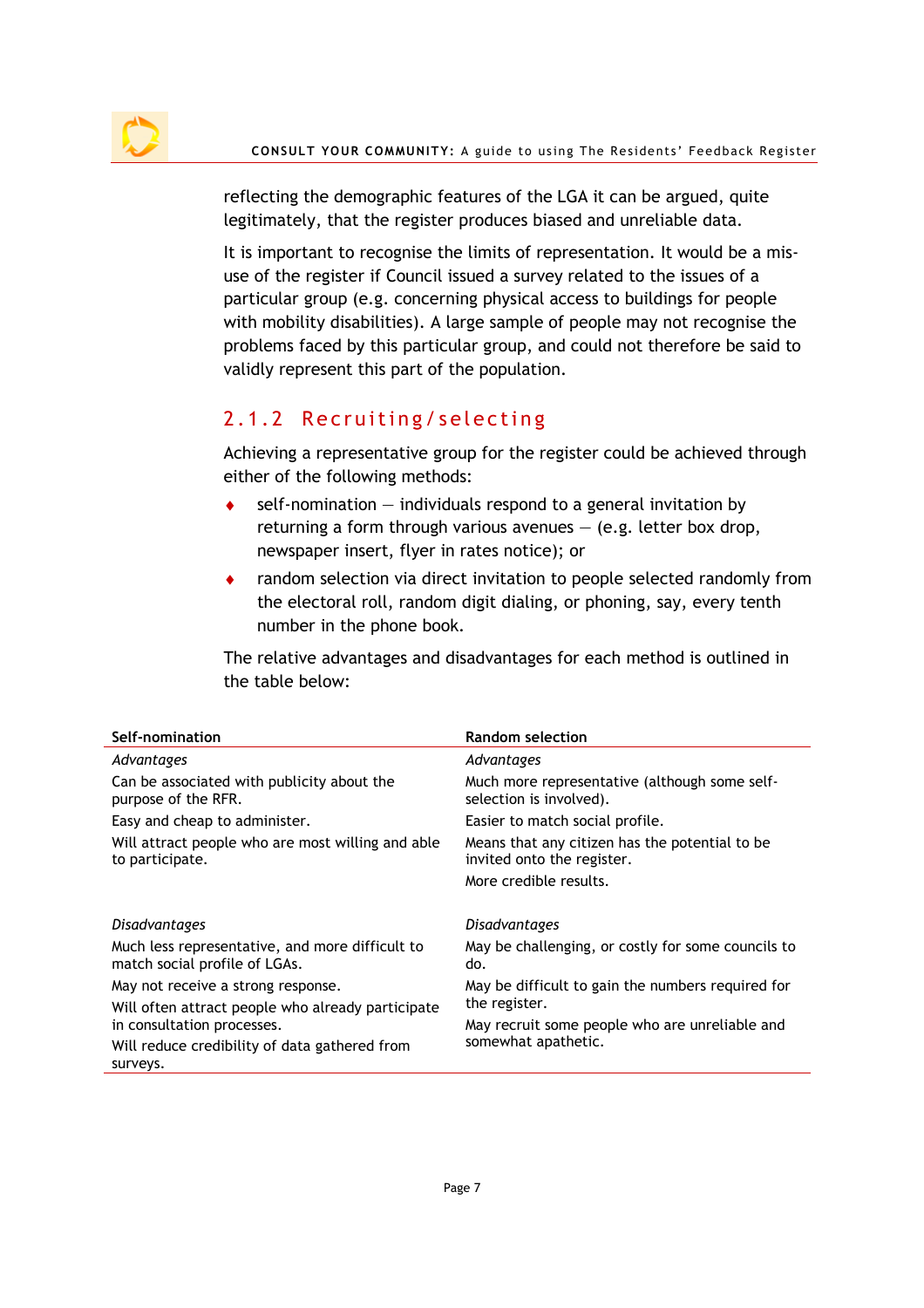reflecting the demographic features of the LGA it can be argued, quite legitimately, that the register produces biased and unreliable data.

It is important to recognise the limits of representation. It would be a mis-use of the register if Council issued a survey related to the issues of a particular group (e.g. concerning physical access to buildings for people with mobility disabilities). A large sample of people may not recognise the problems faced by this particular group, and could not therefore be said to validly represent this part of the population.

### 2.1.2 Recruiting/selecting

Achieving a representative group for the register could be achieved through either of the following methods:

- self-nomination — individuals respond to a general invitation by returning a form through various avenues — (e.g. letter box drop, newspaper insert, flyer in rates notice); or
- random selection via direct invitation to people selected randomly from the electoral roll, random digit dialing, or phoning, say, every tenth number in the phone book.

The relative advantages and disadvantages for each method is outlined in the table below:

| Self-nomination | Random selection |
|---|---|
| *Advantages* | *Advantages* |
| Can be associated with publicity about the purpose of the RFR. | Much more representative (although some self-selection is involved). |
| Easy and cheap to administer. | Easier to match social profile. |
| Will attract people who are most willing and able to participate. | Means that any citizen has the potential to be invited onto the register. |
| | More credible results. |
| *Disadvantages* | *Disadvantages* |
| Much less representative, and more difficult to match social profile of LGAs. | May be challenging, or costly for some councils to do. |
| May not receive a strong response. | May be difficult to gain the numbers required for the register. |
| Will often attract people who already participate in consultation processes. | May recruit some people who are unreliable and somewhat apathetic. |
| Will reduce credibility of data gathered from surveys. | |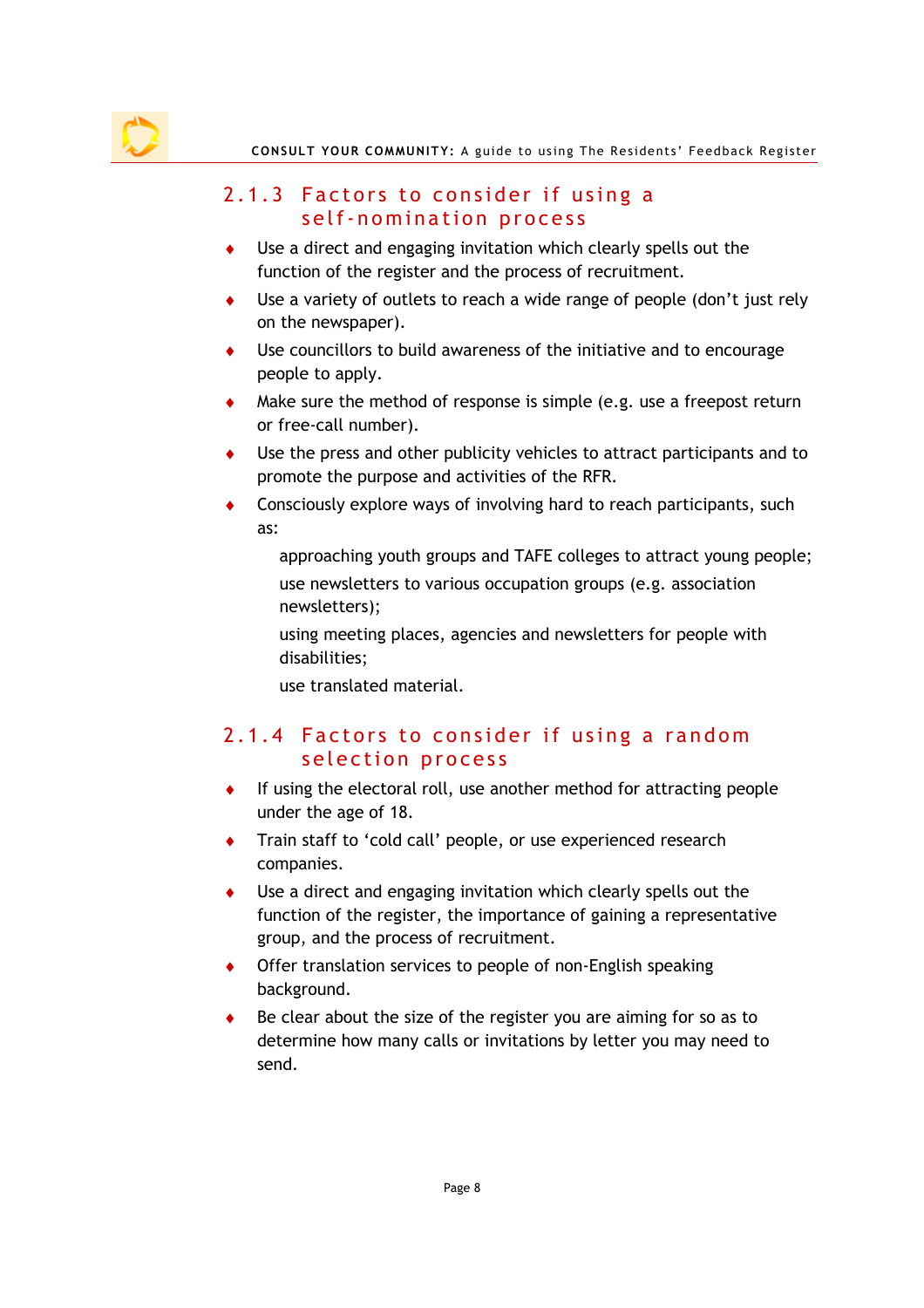### 2.1.3 Factors to consider if using a self-nomination process

- Use a direct and engaging invitation which clearly spells out the function of the register and the process of recruitment.
- Use a variety of outlets to reach a wide range of people (don't just rely on the newspaper).
- Use councillors to build awareness of the initiative and to encourage people to apply.
- Make sure the method of response is simple (e.g. use a freepost return or free-call number).
- Use the press and other publicity vehicles to attract participants and to promote the purpose and activities of the RFR.
- Consciously explore ways of involving hard to reach participants, such as:

  approaching youth groups and TAFE colleges to attract young people;

  use newsletters to various occupation groups (e.g. association newsletters);

  using meeting places, agencies and newsletters for people with disabilities;

  use translated material.

### 2.1.4 Factors to consider if using a random selection process

- If using the electoral roll, use another method for attracting people under the age of 18.
- Train staff to 'cold call' people, or use experienced research companies.
- Use a direct and engaging invitation which clearly spells out the function of the register, the importance of gaining a representative group, and the process of recruitment.
- Offer translation services to people of non-English speaking background.
- Be clear about the size of the register you are aiming for so as to determine how many calls or invitations by letter you may need to send.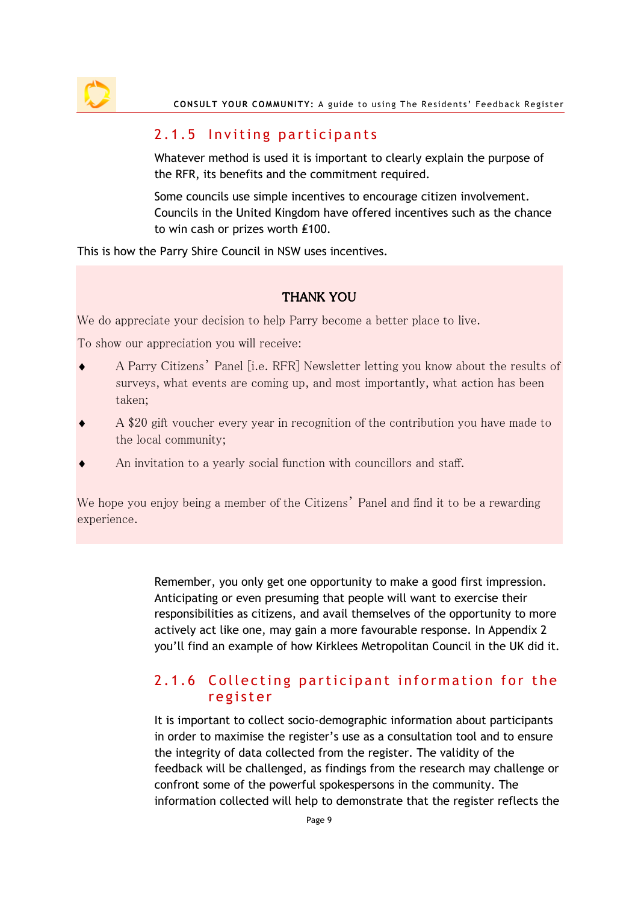### 2.1.5 Inviting participants

Whatever method is used it is important to clearly explain the purpose of the RFR, its benefits and the commitment required.

Some councils use simple incentives to encourage citizen involvement. Councils in the United Kingdom have offered incentives such as the chance to win cash or prizes worth £100.

This is how the Parry Shire Council in NSW uses incentives.

> **THANK YOU**
>
> We do appreciate your decision to help Parry become a better place to live.
>
> To show our appreciation you will receive:
>
> - A Parry Citizens' Panel [i.e. RFR] Newsletter letting you know about the results of surveys, what events are coming up, and most importantly, what action has been taken;
> - A $20 gift voucher every year in recognition of the contribution you have made to the local community;
> - An invitation to a yearly social function with councillors and staff.
>
> We hope you enjoy being a member of the Citizens' Panel and find it to be a rewarding experience.

Remember, you only get one opportunity to make a good first impression. Anticipating or even presuming that people will want to exercise their responsibilities as citizens, and avail themselves of the opportunity to more actively act like one, may gain a more favourable response. In Appendix 2 you'll find an example of how Kirklees Metropolitan Council in the UK did it.

### 2.1.6 Collecting participant information for the register

It is important to collect socio-demographic information about participants in order to maximise the register's use as a consultation tool and to ensure the integrity of data collected from the register. The validity of the feedback will be challenged, as findings from the research may challenge or confront some of the powerful spokespersons in the community. The information collected will help to demonstrate that the register reflects the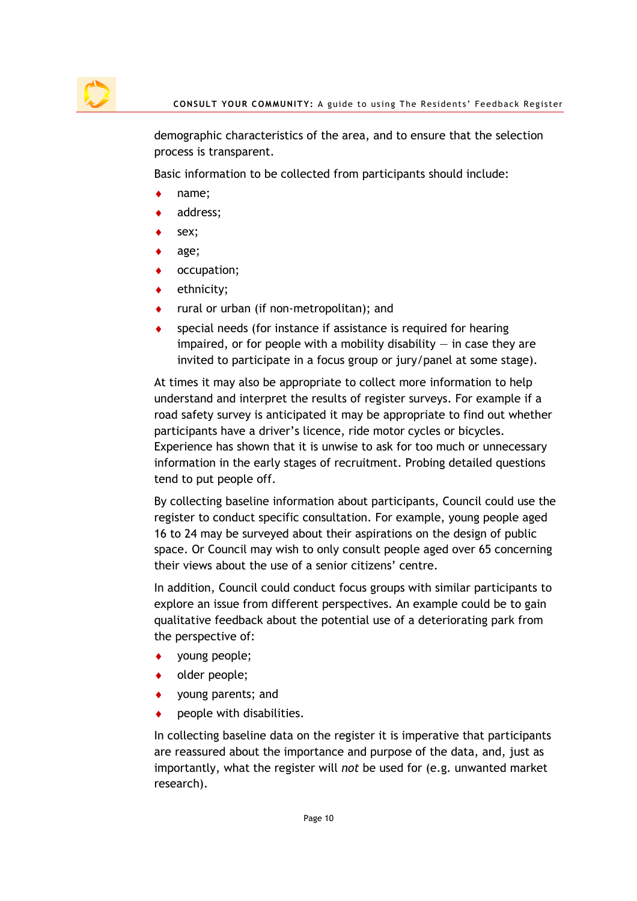demographic characteristics of the area, and to ensure that the selection process is transparent.

Basic information to be collected from participants should include:

- name;
- address;
- sex;
- age;
- occupation;
- ethnicity;
- rural or urban (if non-metropolitan); and
- special needs (for instance if assistance is required for hearing impaired, or for people with a mobility disability — in case they are invited to participate in a focus group or jury/panel at some stage).

At times it may also be appropriate to collect more information to help understand and interpret the results of register surveys. For example if a road safety survey is anticipated it may be appropriate to find out whether participants have a driver's licence, ride motor cycles or bicycles. Experience has shown that it is unwise to ask for too much or unnecessary information in the early stages of recruitment. Probing detailed questions tend to put people off.

By collecting baseline information about participants, Council could use the register to conduct specific consultation. For example, young people aged 16 to 24 may be surveyed about their aspirations on the design of public space. Or Council may wish to only consult people aged over 65 concerning their views about the use of a senior citizens' centre.

In addition, Council could conduct focus groups with similar participants to explore an issue from different perspectives. An example could be to gain qualitative feedback about the potential use of a deteriorating park from the perspective of:

- young people;
- older people;
- young parents; and
- people with disabilities.

In collecting baseline data on the register it is imperative that participants are reassured about the importance and purpose of the data, and, just as importantly, what the register will *not* be used for (e.g. unwanted market research).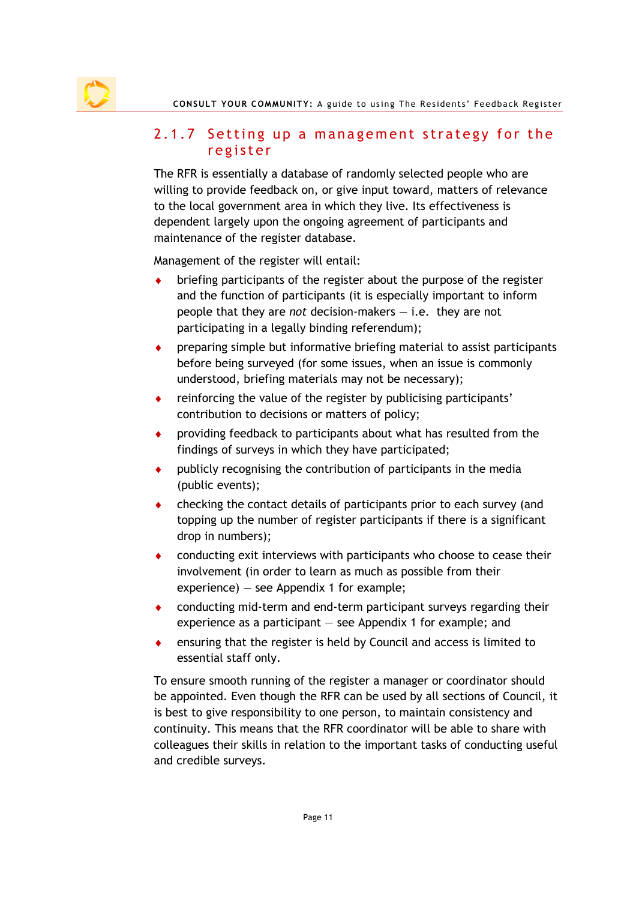### 2.1.7 Setting up a management strategy for the register

The RFR is essentially a database of randomly selected people who are willing to provide feedback on, or give input toward, matters of relevance to the local government area in which they live. Its effectiveness is dependent largely upon the ongoing agreement of participants and maintenance of the register database.

Management of the register will entail:

- briefing participants of the register about the purpose of the register and the function of participants (it is especially important to inform people that they are *not* decision-makers – i.e. they are not participating in a legally binding referendum);
- preparing simple but informative briefing material to assist participants before being surveyed (for some issues, when an issue is commonly understood, briefing materials may not be necessary);
- reinforcing the value of the register by publicising participants' contribution to decisions or matters of policy;
- providing feedback to participants about what has resulted from the findings of surveys in which they have participated;
- publicly recognising the contribution of participants in the media (public events);
- checking the contact details of participants prior to each survey (and topping up the number of register participants if there is a significant drop in numbers);
- conducting exit interviews with participants who choose to cease their involvement (in order to learn as much as possible from their experience) – see Appendix 1 for example;
- conducting mid-term and end-term participant surveys regarding their experience as a participant – see Appendix 1 for example; and
- ensuring that the register is held by Council and access is limited to essential staff only.

To ensure smooth running of the register a manager or coordinator should be appointed. Even though the RFR can be used by all sections of Council, it is best to give responsibility to one person, to maintain consistency and continuity. This means that the RFR coordinator will be able to share with colleagues their skills in relation to the important tasks of conducting useful and credible surveys.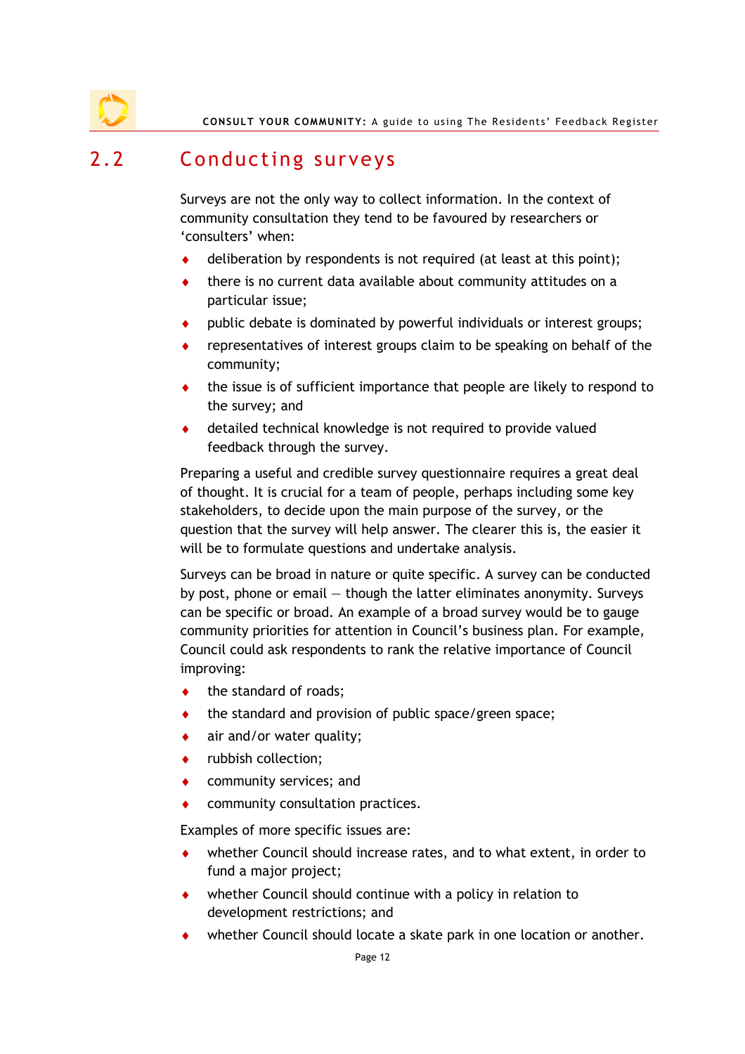## 2.2 Conducting surveys

Surveys are not the only way to collect information. In the context of community consultation they tend to be favoured by researchers or 'consulters' when:

- deliberation by respondents is not required (at least at this point);
- there is no current data available about community attitudes on a particular issue;
- public debate is dominated by powerful individuals or interest groups;
- representatives of interest groups claim to be speaking on behalf of the community;
- the issue is of sufficient importance that people are likely to respond to the survey; and
- detailed technical knowledge is not required to provide valued feedback through the survey.

Preparing a useful and credible survey questionnaire requires a great deal of thought. It is crucial for a team of people, perhaps including some key stakeholders, to decide upon the main purpose of the survey, or the question that the survey will help answer. The clearer this is, the easier it will be to formulate questions and undertake analysis.

Surveys can be broad in nature or quite specific. A survey can be conducted by post, phone or email — though the latter eliminates anonymity. Surveys can be specific or broad. An example of a broad survey would be to gauge community priorities for attention in Council's business plan. For example, Council could ask respondents to rank the relative importance of Council improving:

- the standard of roads;
- the standard and provision of public space/green space;
- air and/or water quality;
- rubbish collection;
- community services; and
- community consultation practices.

Examples of more specific issues are:

- whether Council should increase rates, and to what extent, in order to fund a major project;
- whether Council should continue with a policy in relation to development restrictions; and
- whether Council should locate a skate park in one location or another.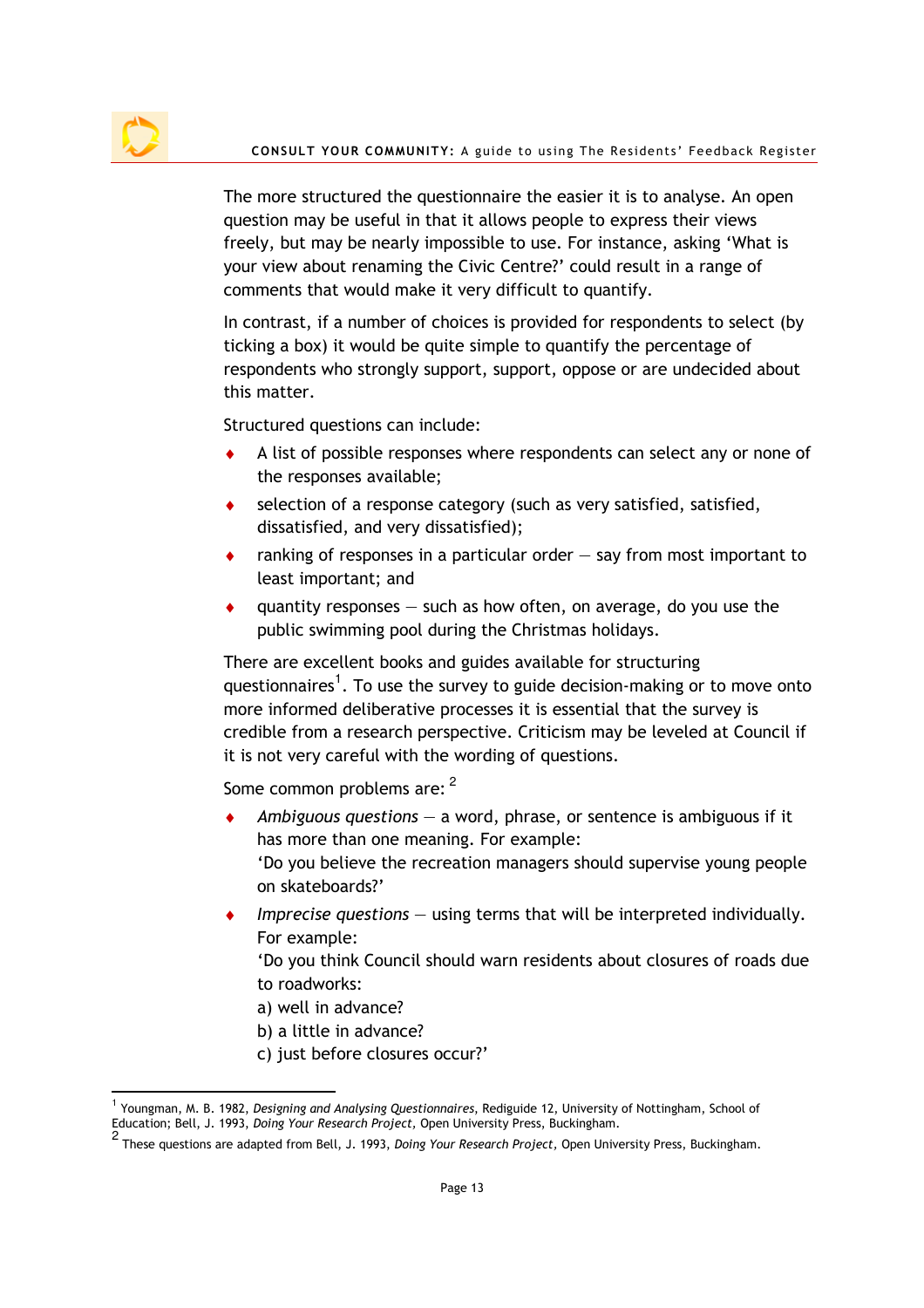The more structured the questionnaire the easier it is to analyse. An open question may be useful in that it allows people to express their views freely, but may be nearly impossible to use. For instance, asking 'What is your view about renaming the Civic Centre?' could result in a range of comments that would make it very difficult to quantify.

In contrast, if a number of choices is provided for respondents to select (by ticking a box) it would be quite simple to quantify the percentage of respondents who strongly support, support, oppose or are undecided about this matter.

Structured questions can include:

- A list of possible responses where respondents can select any or none of the responses available;
- selection of a response category (such as very satisfied, satisfied, dissatisfied, and very dissatisfied);
- ranking of responses in a particular order — say from most important to least important; and
- quantity responses — such as how often, on average, do you use the public swimming pool during the Christmas holidays.

There are excellent books and guides available for structuring questionnaires[1]. To use the survey to guide decision-making or to move onto more informed deliberative processes it is essential that the survey is credible from a research perspective. Criticism may be leveled at Council if it is not very careful with the wording of questions.

Some common problems are: [2]

- *Ambiguous questions* — a word, phrase, or sentence is ambiguous if it has more than one meaning. For example:
  'Do you believe the recreation managers should supervise young people on skateboards?'
- *Imprecise questions* — using terms that will be interpreted individually. For example:
  'Do you think Council should warn residents about closures of roads due to roadworks:
  a) well in advance?
  b) a little in advance?
  c) just before closures occur?'

---

[1] Youngman, M. B. 1982, *Designing and Analysing Questionnaires*, Rediguide 12, University of Nottingham, School of Education; Bell, J. 1993, *Doing Your Research Project*, Open University Press, Buckingham.

[2] These questions are adapted from Bell, J. 1993, *Doing Your Research Project*, Open University Press, Buckingham.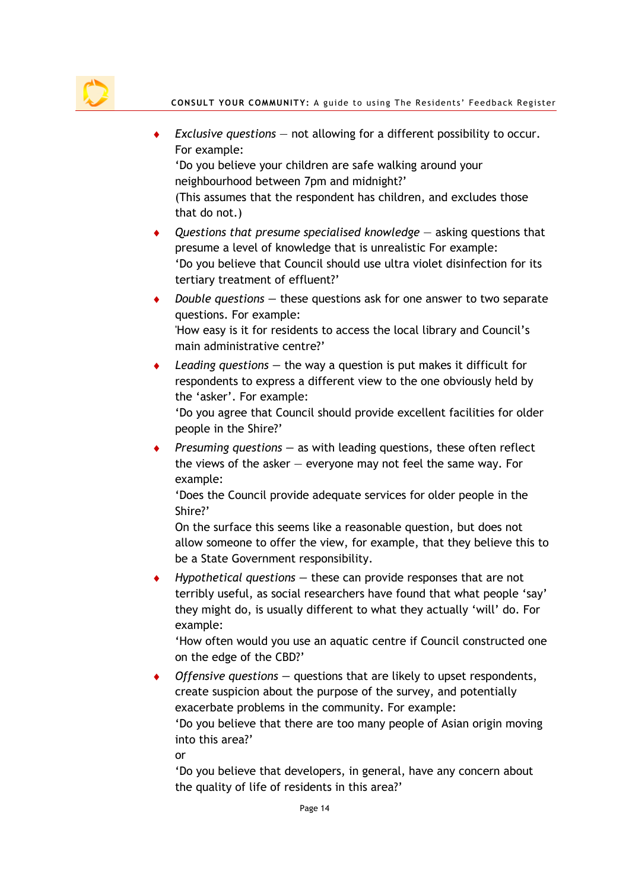- *Exclusive questions* — not allowing for a different possibility to occur. For example:
  'Do you believe your children are safe walking around your neighbourhood between 7pm and midnight?'
  (This assumes that the respondent has children, and excludes those that do not.)
- *Questions that presume specialised knowledge* — asking questions that presume a level of knowledge that is unrealistic For example:
  'Do you believe that Council should use ultra violet disinfection for its tertiary treatment of effluent?'
- *Double questions* — these questions ask for one answer to two separate questions. For example:
  'How easy is it for residents to access the local library and Council's main administrative centre?'
- *Leading questions* — the way a question is put makes it difficult for respondents to express a different view to the one obviously held by the 'asker'. For example:
  'Do you agree that Council should provide excellent facilities for older people in the Shire?'
- *Presuming questions* — as with leading questions, these often reflect the views of the asker — everyone may not feel the same way. For example:
  'Does the Council provide adequate services for older people in the Shire?'
  On the surface this seems like a reasonable question, but does not allow someone to offer the view, for example, that they believe this to be a State Government responsibility.
- *Hypothetical questions* — these can provide responses that are not terribly useful, as social researchers have found that what people 'say' they might do, is usually different to what they actually 'will' do. For example:
  'How often would you use an aquatic centre if Council constructed one on the edge of the CBD?'
- *Offensive questions* — questions that are likely to upset respondents, create suspicion about the purpose of the survey, and potentially exacerbate problems in the community. For example:
  'Do you believe that there are too many people of Asian origin moving into this area?'
  or
  'Do you believe that developers, in general, have any concern about the quality of life of residents in this area?'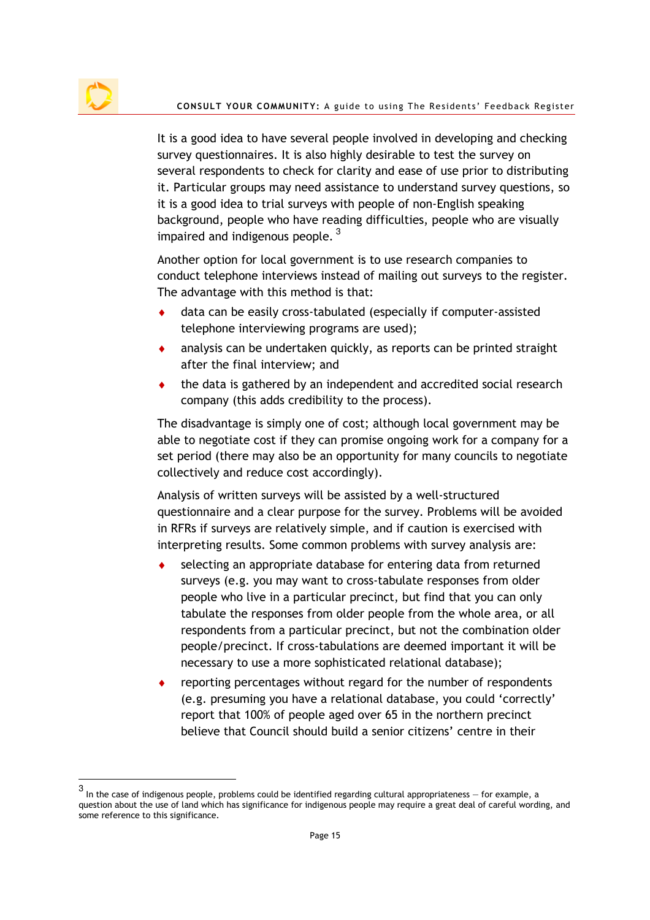It is a good idea to have several people involved in developing and checking survey questionnaires. It is also highly desirable to test the survey on several respondents to check for clarity and ease of use prior to distributing it. Particular groups may need assistance to understand survey questions, so it is a good idea to trial surveys with people of non-English speaking background, people who have reading difficulties, people who are visually impaired and indigenous people. [3]

Another option for local government is to use research companies to conduct telephone interviews instead of mailing out surveys to the register. The advantage with this method is that:

- data can be easily cross-tabulated (especially if computer-assisted telephone interviewing programs are used);
- analysis can be undertaken quickly, as reports can be printed straight after the final interview; and
- the data is gathered by an independent and accredited social research company (this adds credibility to the process).

The disadvantage is simply one of cost; although local government may be able to negotiate cost if they can promise ongoing work for a company for a set period (there may also be an opportunity for many councils to negotiate collectively and reduce cost accordingly).

Analysis of written surveys will be assisted by a well-structured questionnaire and a clear purpose for the survey. Problems will be avoided in RFRs if surveys are relatively simple, and if caution is exercised with interpreting results. Some common problems with survey analysis are:

- selecting an appropriate database for entering data from returned surveys (e.g. you may want to cross-tabulate responses from older people who live in a particular precinct, but find that you can only tabulate the responses from older people from the whole area, or all respondents from a particular precinct, but not the combination older people/precinct. If cross-tabulations are deemed important it will be necessary to use a more sophisticated relational database);
- reporting percentages without regard for the number of respondents (e.g. presuming you have a relational database, you could 'correctly' report that 100% of people aged over 65 in the northern precinct believe that Council should build a senior citizens' centre in their

---

[3] In the case of indigenous people, problems could be identified regarding cultural appropriateness — for example, a question about the use of land which has significance for indigenous people may require a great deal of careful wording, and some reference to this significance.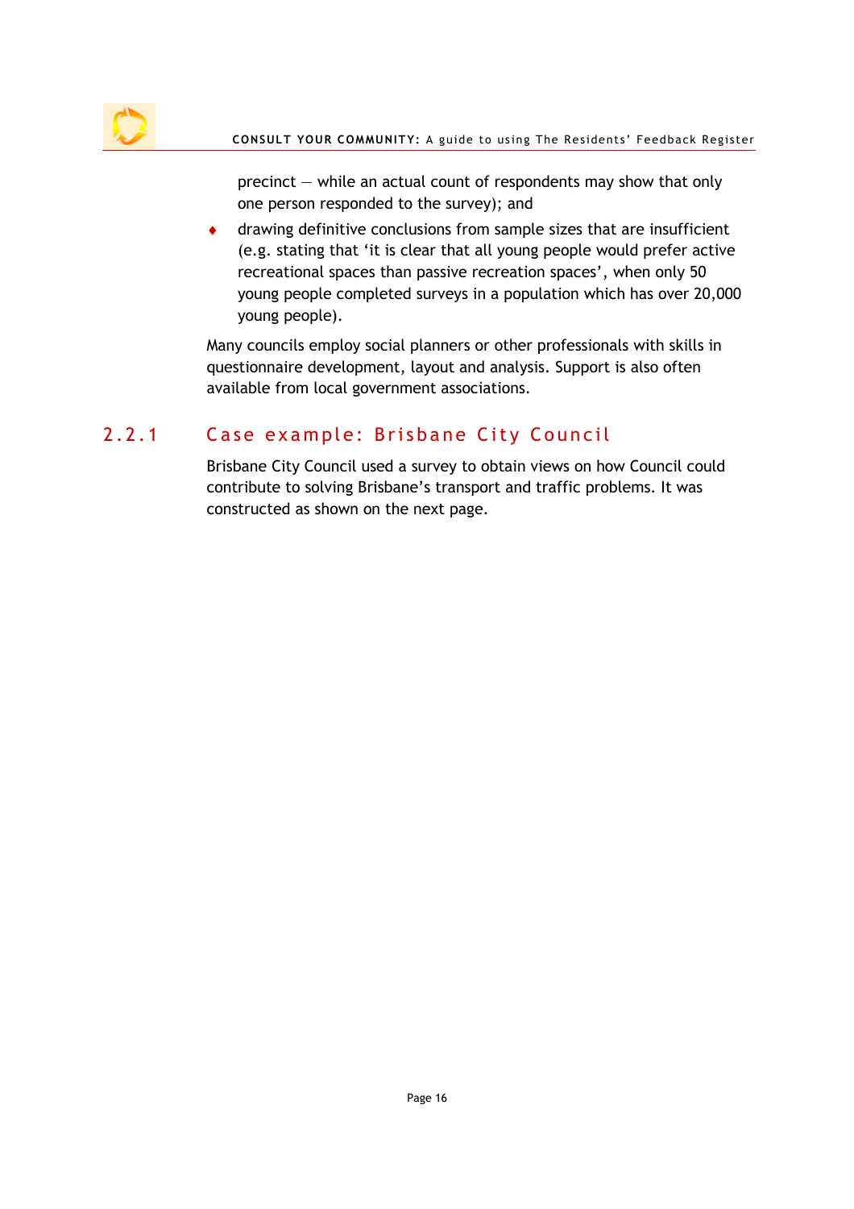precinct – while an actual count of respondents may show that only one person responded to the survey); and

- drawing definitive conclusions from sample sizes that are insufficient (e.g. stating that 'it is clear that all young people would prefer active recreational spaces than passive recreation spaces', when only 50 young people completed surveys in a population which has over 20,000 young people).

Many councils employ social planners or other professionals with skills in questionnaire development, layout and analysis. Support is also often available from local government associations.

### 2.2.1 Case example: Brisbane City Council

Brisbane City Council used a survey to obtain views on how Council could contribute to solving Brisbane's transport and traffic problems. It was constructed as shown on the next page.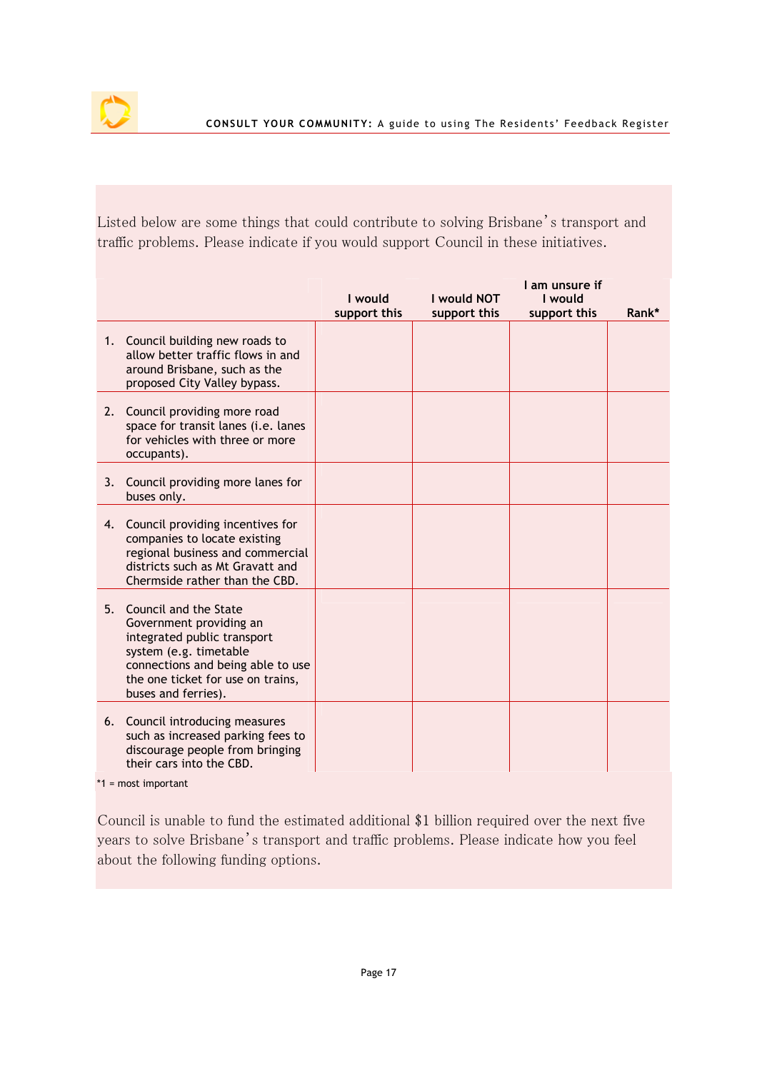Listed below are some things that could contribute to solving Brisbane's transport and traffic problems. Please indicate if you would support Council in these initiatives.

| | I would support this | I would NOT support this | I am unsure if I would support this | Rank* |
|---|---|---|---|---|
| 1. Council building new roads to allow better traffic flows in and around Brisbane, such as the proposed City Valley bypass. | | | | |
| 2. Council providing more road space for transit lanes (i.e. lanes for vehicles with three or more occupants). | | | | |
| 3. Council providing more lanes for buses only. | | | | |
| 4. Council providing incentives for companies to locate existing regional business and commercial districts such as Mt Gravatt and Chermside rather than the CBD. | | | | |
| 5. Council and the State Government providing an integrated public transport system (e.g. timetable connections and being able to use the one ticket for use on trains, buses and ferries). | | | | |
| 6. Council introducing measures such as increased parking fees to discourage people from bringing their cars into the CBD. | | | | |

*1 = most important

Council is unable to fund the estimated additional $1 billion required over the next five years to solve Brisbane's transport and traffic problems. Please indicate how you feel about the following funding options.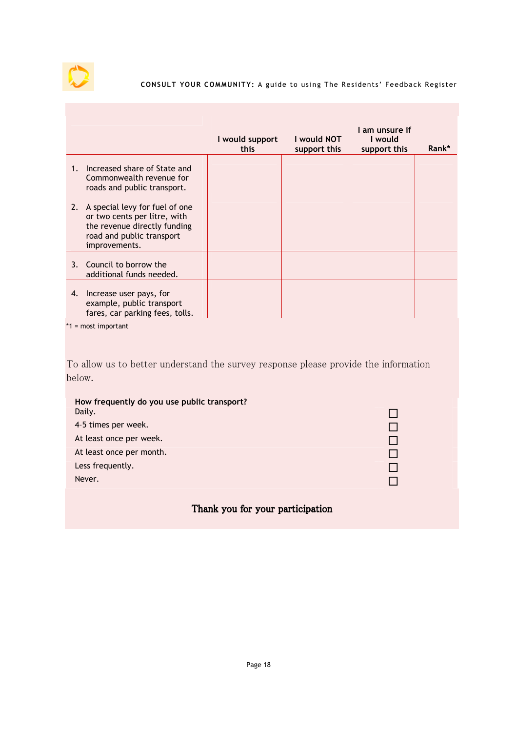| | I would support this | I would NOT support this | I am unsure if I would support this | Rank* |
|---|---|---|---|---|
| 1. Increased share of State and Commonwealth revenue for roads and public transport. | | | | |
| 2. A special levy for fuel of one or two cents per litre, with the revenue directly funding road and public transport improvements. | | | | |
| 3. Council to borrow the additional funds needed. | | | | |
| 4. Increase user pays, for example, public transport fares, car parking fees, tolls. | | | | |

*1 = most important

To allow us to better understand the survey response please provide the information below.

**How frequently do you use public transport?**

| | |
|---|---|
| Daily. | ☐ |
| 4-5 times per week. | ☐ |
| At least once per week. | ☐ |
| At least once per month. | ☐ |
| Less frequently. | ☐ |
| Never. | ☐ |

**Thank you for your participation**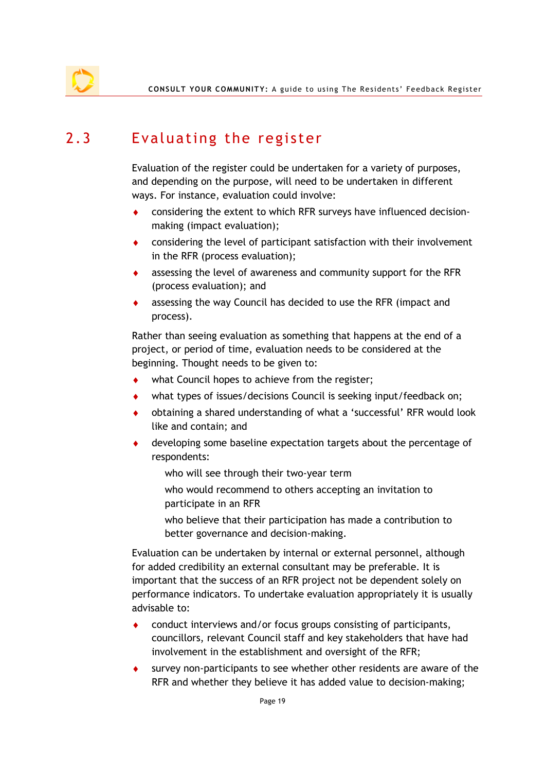## 2.3 Evaluating the register

Evaluation of the register could be undertaken for a variety of purposes, and depending on the purpose, will need to be undertaken in different ways. For instance, evaluation could involve:

- considering the extent to which RFR surveys have influenced decision-making (impact evaluation);
- considering the level of participant satisfaction with their involvement in the RFR (process evaluation);
- assessing the level of awareness and community support for the RFR (process evaluation); and
- assessing the way Council has decided to use the RFR (impact and process).

Rather than seeing evaluation as something that happens at the end of a project, or period of time, evaluation needs to be considered at the beginning. Thought needs to be given to:

- what Council hopes to achieve from the register;
- what types of issues/decisions Council is seeking input/feedback on;
- obtaining a shared understanding of what a 'successful' RFR would look like and contain; and
- developing some baseline expectation targets about the percentage of respondents:
  - who will see through their two-year term
  - who would recommend to others accepting an invitation to participate in an RFR
  - who believe that their participation has made a contribution to better governance and decision-making.

Evaluation can be undertaken by internal or external personnel, although for added credibility an external consultant may be preferable. It is important that the success of an RFR project not be dependent solely on performance indicators. To undertake evaluation appropriately it is usually advisable to:

- conduct interviews and/or focus groups consisting of participants, councillors, relevant Council staff and key stakeholders that have had involvement in the establishment and oversight of the RFR;
- survey non-participants to see whether other residents are aware of the RFR and whether they believe it has added value to decision-making;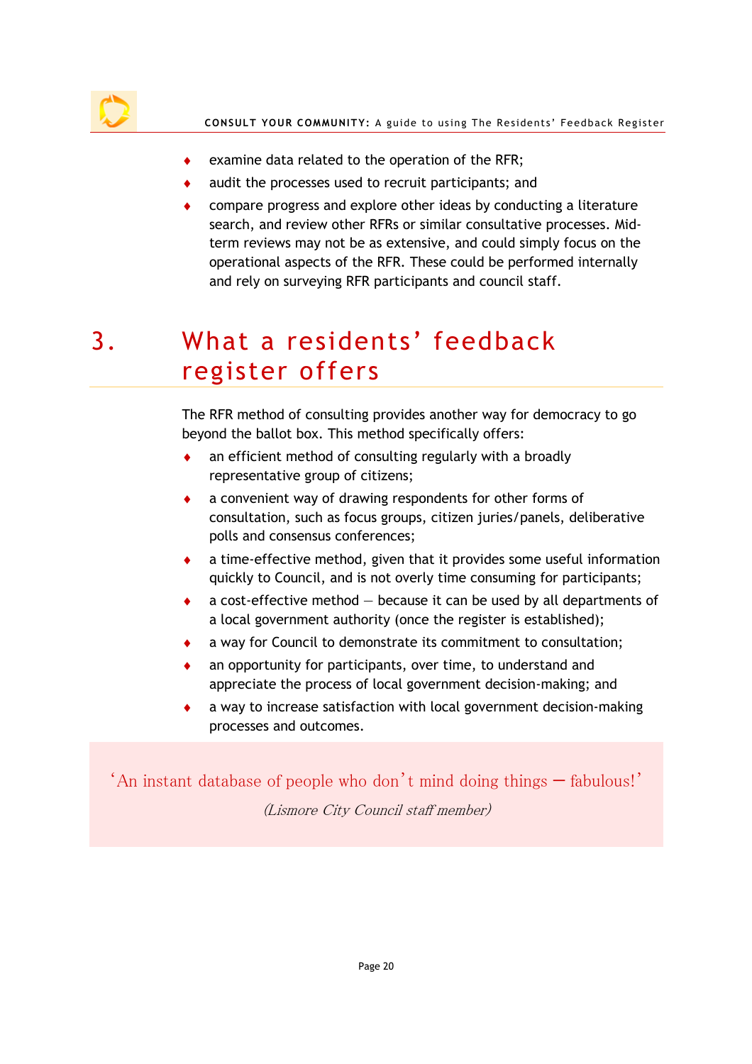- examine data related to the operation of the RFR;
- audit the processes used to recruit participants; and
- compare progress and explore other ideas by conducting a literature search, and review other RFRs or similar consultative processes. Mid-term reviews may not be as extensive, and could simply focus on the operational aspects of the RFR. These could be performed internally and rely on surveying RFR participants and council staff.

# 3. What a residents' feedback register offers

The RFR method of consulting provides another way for democracy to go beyond the ballot box. This method specifically offers:

- an efficient method of consulting regularly with a broadly representative group of citizens;
- a convenient way of drawing respondents for other forms of consultation, such as focus groups, citizen juries/panels, deliberative polls and consensus conferences;
- a time-effective method, given that it provides some useful information quickly to Council, and is not overly time consuming for participants;
- a cost-effective method – because it can be used by all departments of a local government authority (once the register is established);
- a way for Council to demonstrate its commitment to consultation;
- an opportunity for participants, over time, to understand and appreciate the process of local government decision-making; and
- a way to increase satisfaction with local government decision-making processes and outcomes.

> 'An instant database of people who don't mind doing things – fabulous!'
>
> *(Lismore City Council staff member)*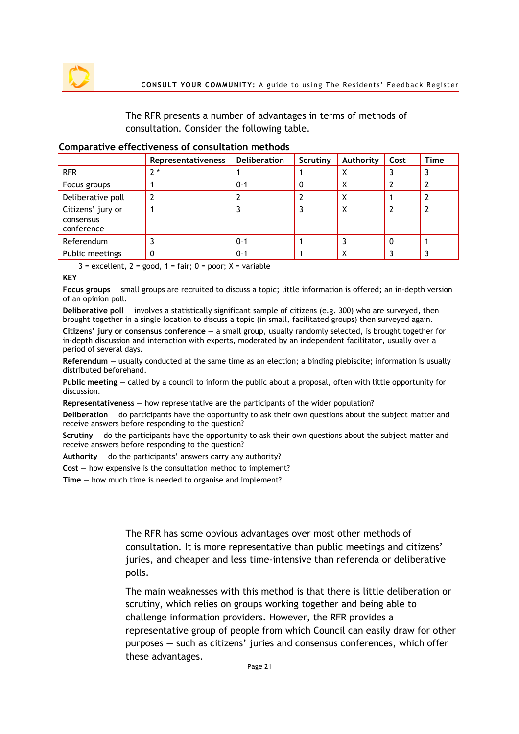The RFR presents a number of advantages in terms of methods of consultation. Consider the following table.

**Comparative effectiveness of consultation methods**

| | Representativeness | Deliberation | Scrutiny | Authority | Cost | Time |
|---|---|---|---|---|---|---|
| RFR | 2 * | 1 | 1 | X | 3 | 3 |
| Focus groups | 1 | 0-1 | 0 | X | 2 | 2 |
| Deliberative poll | 2 | 2 | 2 | X | 1 | 2 |
| Citizens' jury or consensus conference | 1 | 3 | 3 | X | 2 | 2 |
| Referendum | 3 | 0-1 | 1 | 3 | 0 | 1 |
| Public meetings | 0 | 0-1 | 1 | X | 3 | 3 |

3 = excellent, 2 = good, 1 = fair; 0 = poor; X = variable

**KEY**

**Focus groups** — small groups are recruited to discuss a topic; little information is offered; an in-depth version of an opinion poll.

**Deliberative poll** — involves a statistically significant sample of citizens (e.g. 300) who are surveyed, then brought together in a single location to discuss a topic (in small, facilitated groups) then surveyed again.

**Citizens' jury or consensus conference** — a small group, usually randomly selected, is brought together for in-depth discussion and interaction with experts, moderated by an independent facilitator, usually over a period of several days.

**Referendum** — usually conducted at the same time as an election; a binding plebiscite; information is usually distributed beforehand.

**Public meeting** — called by a council to inform the public about a proposal, often with little opportunity for discussion.

**Representativeness** — how representative are the participants of the wider population?

**Deliberation** — do participants have the opportunity to ask their own questions about the subject matter and receive answers before responding to the question?

**Scrutiny** — do the participants have the opportunity to ask their own questions about the subject matter and receive answers before responding to the question?

**Authority** — do the participants' answers carry any authority?

**Cost** — how expensive is the consultation method to implement?

**Time** — how much time is needed to organise and implement?

The RFR has some obvious advantages over most other methods of consultation. It is more representative than public meetings and citizens' juries, and cheaper and less time-intensive than referenda or deliberative polls.

The main weaknesses with this method is that there is little deliberation or scrutiny, which relies on groups working together and being able to challenge information providers. However, the RFR provides a representative group of people from which Council can easily draw for other purposes — such as citizens' juries and consensus conferences, which offer these advantages.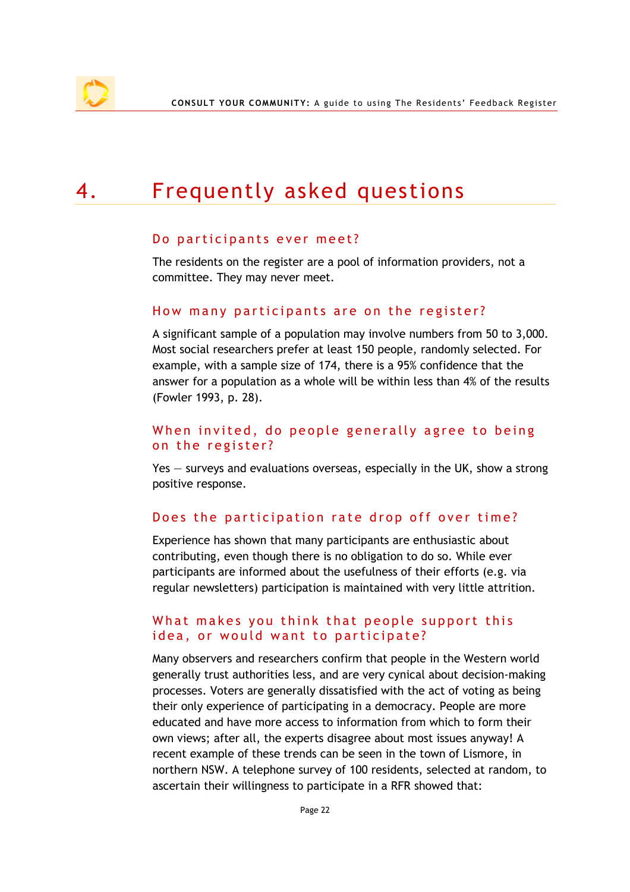# 4. Frequently asked questions

## Do participants ever meet?

The residents on the register are a pool of information providers, not a committee. They may never meet.

## How many participants are on the register?

A significant sample of a population may involve numbers from 50 to 3,000. Most social researchers prefer at least 150 people, randomly selected. For example, with a sample size of 174, there is a 95% confidence that the answer for a population as a whole will be within less than 4% of the results (Fowler 1993, p. 28).

## When invited, do people generally agree to being on the register?

Yes — surveys and evaluations overseas, especially in the UK, show a strong positive response.

## Does the participation rate drop off over time?

Experience has shown that many participants are enthusiastic about contributing, even though there is no obligation to do so. While ever participants are informed about the usefulness of their efforts (e.g. via regular newsletters) participation is maintained with very little attrition.

## What makes you think that people support this idea, or would want to participate?

Many observers and researchers confirm that people in the Western world generally trust authorities less, and are very cynical about decision-making processes. Voters are generally dissatisfied with the act of voting as being their only experience of participating in a democracy. People are more educated and have more access to information from which to form their own views; after all, the experts disagree about most issues anyway! A recent example of these trends can be seen in the town of Lismore, in northern NSW. A telephone survey of 100 residents, selected at random, to ascertain their willingness to participate in a RFR showed that: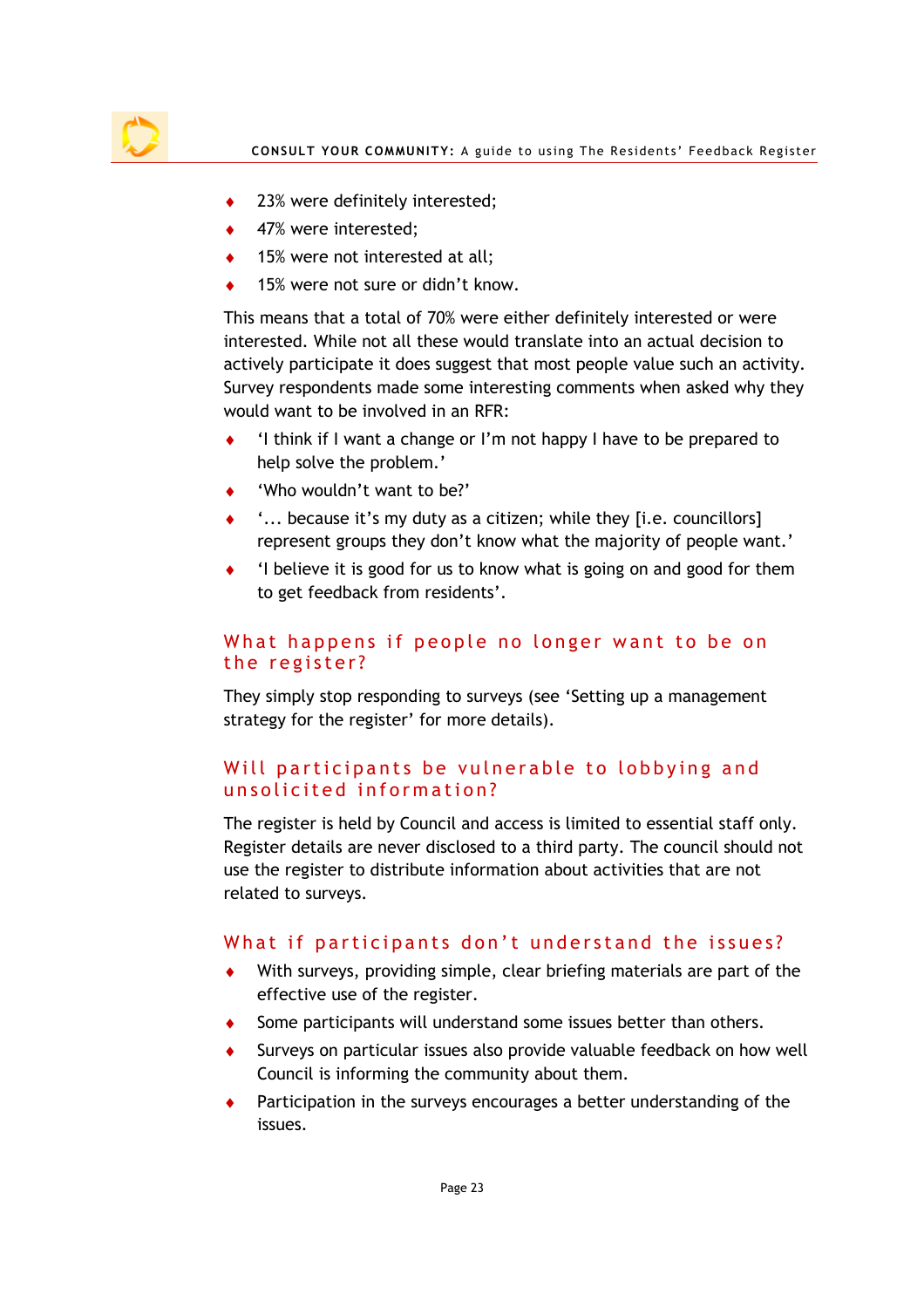- 23% were definitely interested;
- 47% were interested;
- 15% were not interested at all;
- 15% were not sure or didn't know.

This means that a total of 70% were either definitely interested or were interested. While not all these would translate into an actual decision to actively participate it does suggest that most people value such an activity. Survey respondents made some interesting comments when asked why they would want to be involved in an RFR:

- 'I think if I want a change or I'm not happy I have to be prepared to help solve the problem.'
- 'Who wouldn't want to be?'
- '... because it's my duty as a citizen; while they [i.e. councillors] represent groups they don't know what the majority of people want.'
- 'I believe it is good for us to know what is going on and good for them to get feedback from residents'.

## What happens if people no longer want to be on the register?

They simply stop responding to surveys (see 'Setting up a management strategy for the register' for more details).

## Will participants be vulnerable to lobbying and unsolicited information?

The register is held by Council and access is limited to essential staff only. Register details are never disclosed to a third party. The council should not use the register to distribute information about activities that are not related to surveys.

## What if participants don't understand the issues?

- With surveys, providing simple, clear briefing materials are part of the effective use of the register.
- Some participants will understand some issues better than others.
- Surveys on particular issues also provide valuable feedback on how well Council is informing the community about them.
- Participation in the surveys encourages a better understanding of the issues.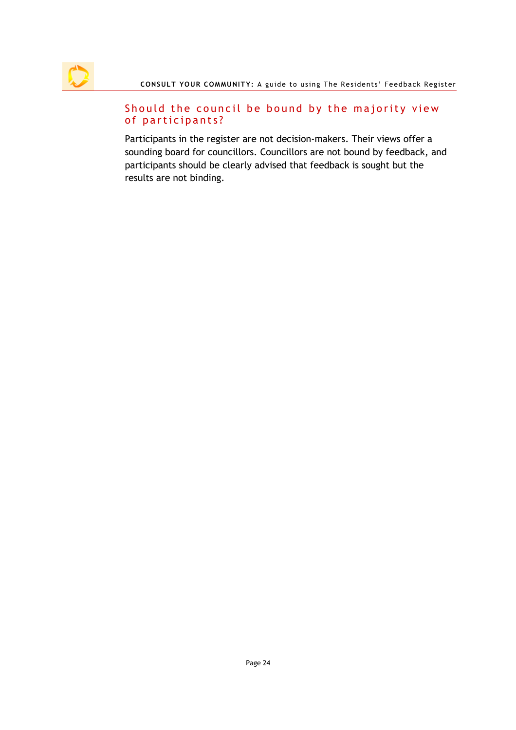## Should the council be bound by the majority view of participants?

Participants in the register are not decision-makers. Their views offer a sounding board for councillors. Councillors are not bound by feedback, and participants should be clearly advised that feedback is sought but the results are not binding.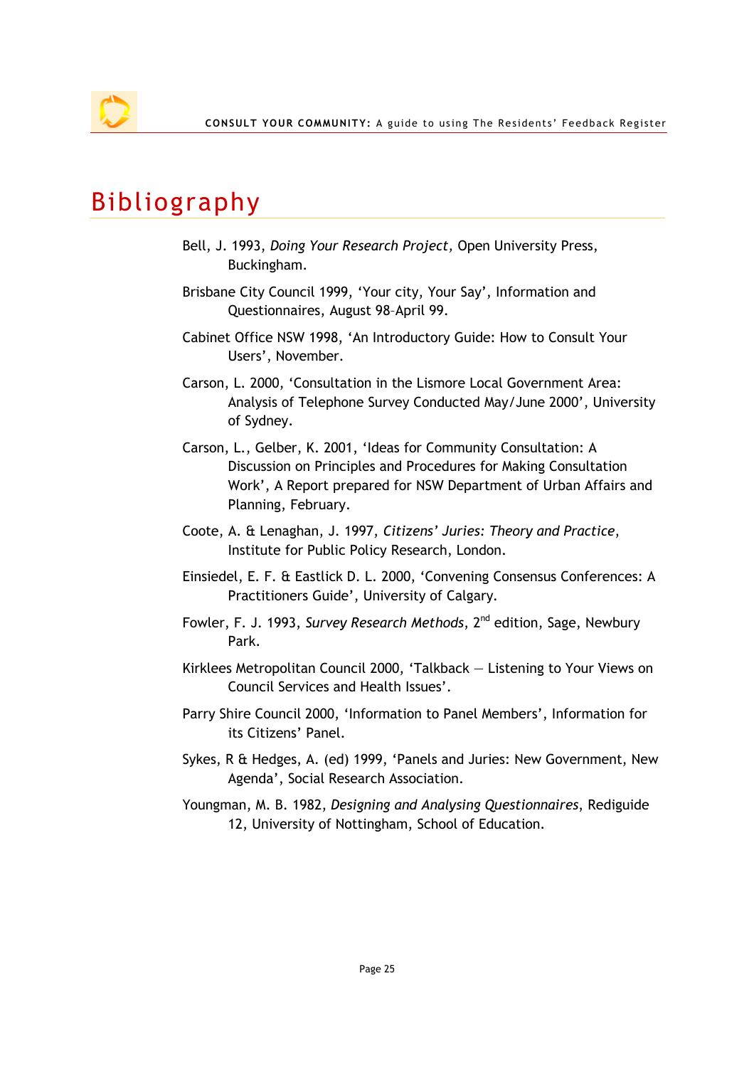# Bibliography

Bell, J. 1993, *Doing Your Research Project,* Open University Press, Buckingham.

Brisbane City Council 1999, 'Your city, Your Say', Information and Questionnaires, August 98–April 99.

Cabinet Office NSW 1998, 'An Introductory Guide: How to Consult Your Users', November.

Carson, L. 2000, 'Consultation in the Lismore Local Government Area: Analysis of Telephone Survey Conducted May/June 2000', University of Sydney.

Carson, L., Gelber, K. 2001, 'Ideas for Community Consultation: A Discussion on Principles and Procedures for Making Consultation Work', A Report prepared for NSW Department of Urban Affairs and Planning, February.

Coote, A. & Lenaghan, J. 1997, *Citizens' Juries: Theory and Practice*, Institute for Public Policy Research, London.

Einsiedel, E. F. & Eastlick D. L. 2000, 'Convening Consensus Conferences: A Practitioners Guide', University of Calgary.

Fowler, F. J. 1993, *Survey Research Methods*, 2nd edition, Sage, Newbury Park.

Kirklees Metropolitan Council 2000, 'Talkback – Listening to Your Views on Council Services and Health Issues'.

Parry Shire Council 2000, 'Information to Panel Members', Information for its Citizens' Panel.

Sykes, R & Hedges, A. (ed) 1999, 'Panels and Juries: New Government, New Agenda', Social Research Association.

Youngman, M. B. 1982, *Designing and Analysing Questionnaires*, Rediguide 12, University of Nottingham, School of Education.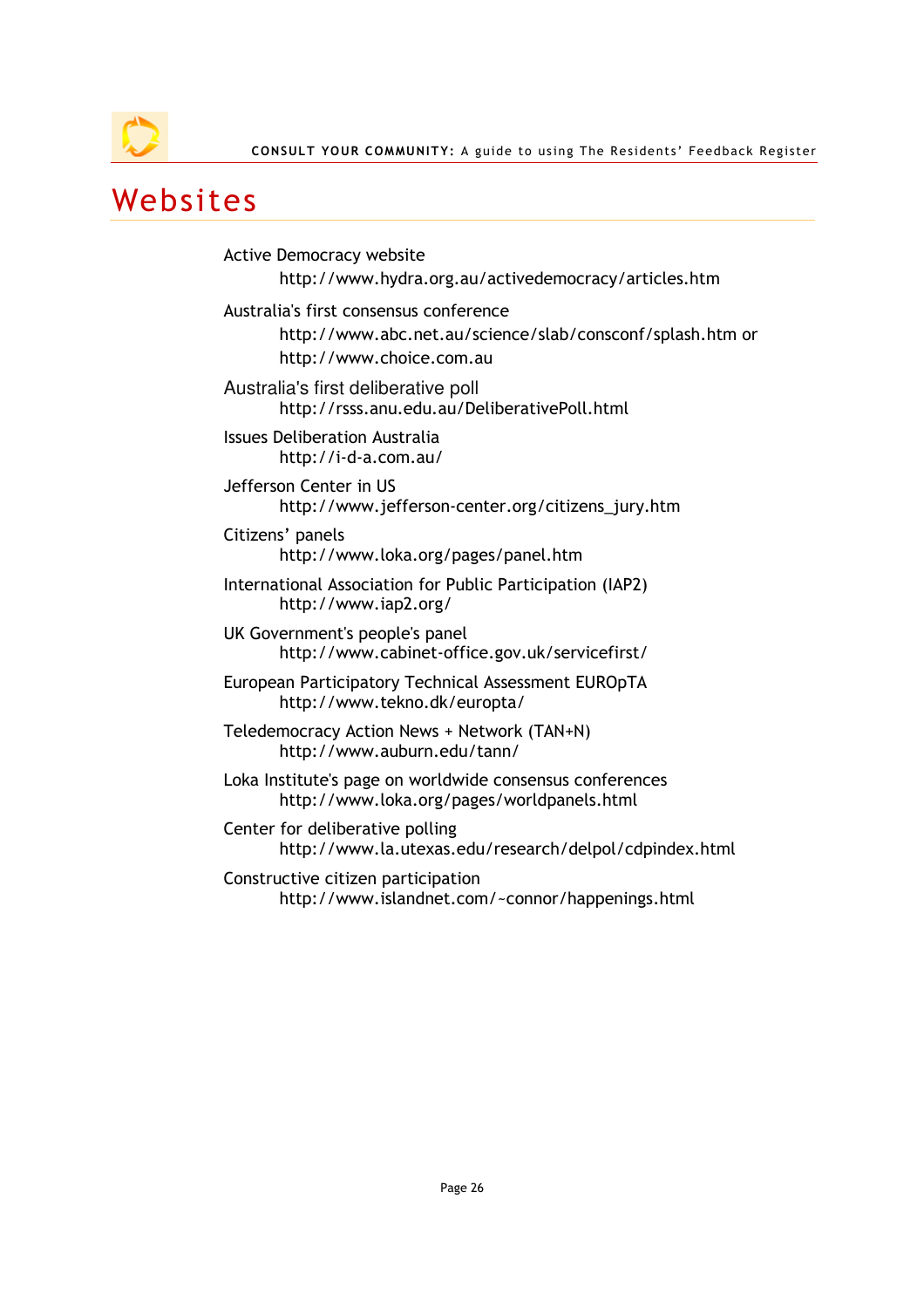# Websites

Active Democracy website
http://www.hydra.org.au/activedemocracy/articles.htm

Australia's first consensus conference
http://www.abc.net.au/science/slab/consconf/splash.htm or
http://www.choice.com.au

Australia's first deliberative poll
http://rsss.anu.edu.au/DeliberativePoll.html

Issues Deliberation Australia
http://i-d-a.com.au/

Jefferson Center in US
http://www.jefferson-center.org/citizens_jury.htm

Citizens' panels
http://www.loka.org/pages/panel.htm

International Association for Public Participation (IAP2)
http://www.iap2.org/

UK Government's people's panel
http://www.cabinet-office.gov.uk/servicefirst/

European Participatory Technical Assessment EUROpTA
http://www.tekno.dk/europta/

Teledemocracy Action News + Network (TAN+N)
http://www.auburn.edu/tann/

Loka Institute's page on worldwide consensus conferences
http://www.loka.org/pages/worldpanels.html

Center for deliberative polling
http://www.la.utexas.edu/research/delpol/cdpindex.html

Constructive citizen participation
http://www.islandnet.com/~connor/happenings.html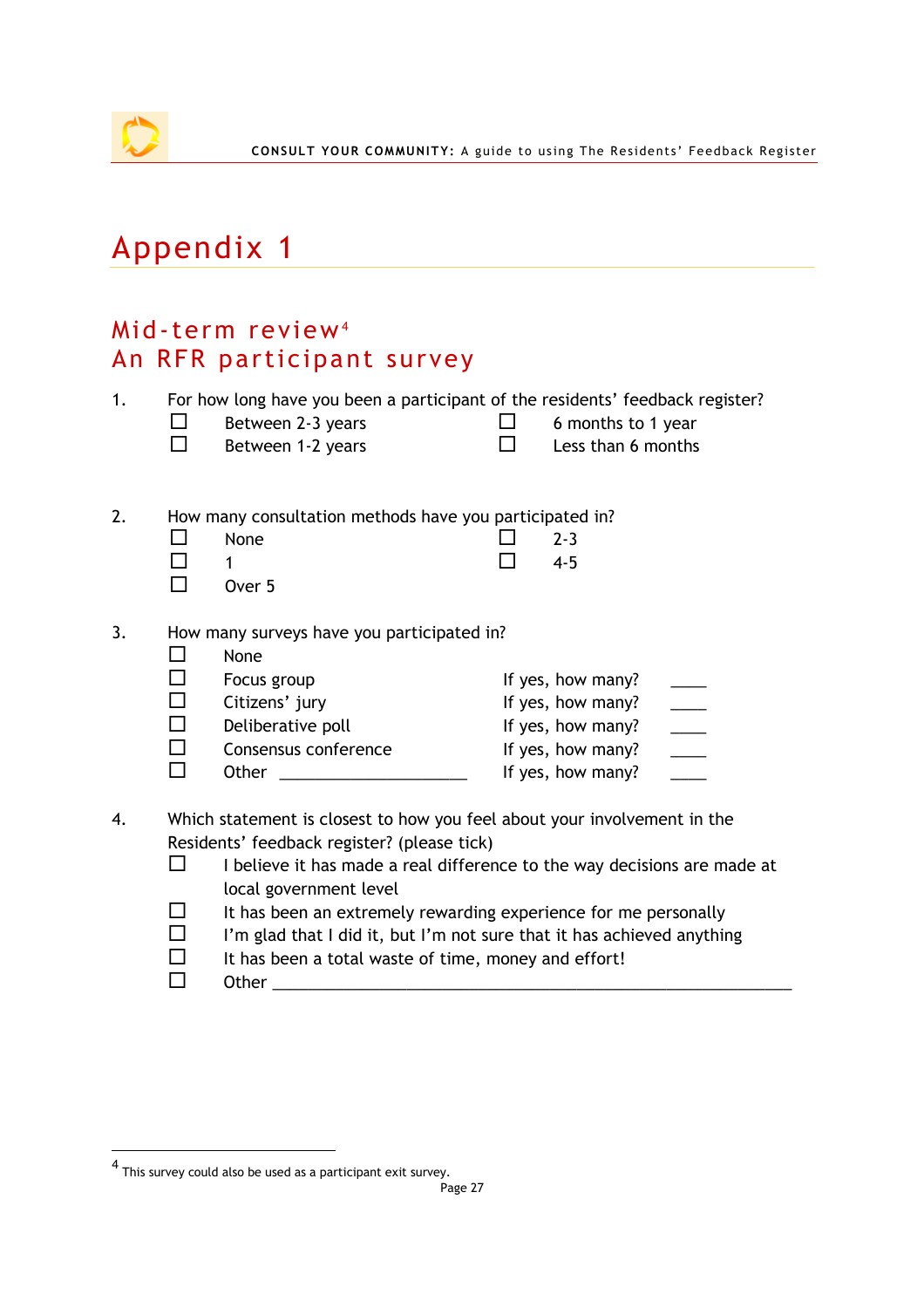# Appendix 1

## Mid-term review[4]
## An RFR participant survey

1. For how long have you been a participant of the residents' feedback register?
   - ☐ Between 2-3 years
   - ☐ 6 months to 1 year
   - ☐ Between 1-2 years
   - ☐ Less than 6 months

2. How many consultation methods have you participated in?
   - ☐ None
   - ☐ 2-3
   - ☐ 1
   - ☐ 4-5
   - ☐ Over 5

3. How many surveys have you participated in?
   - ☐ None
   - ☐ Focus group — If yes, how many? ____
   - ☐ Citizens' jury — If yes, how many? ____
   - ☐ Deliberative poll — If yes, how many? ____
   - ☐ Consensus conference — If yes, how many? ____
   - ☐ Other ____________________ — If yes, how many? ____

4. Which statement is closest to how you feel about your involvement in the Residents' feedback register? (please tick)
   - ☐ I believe it has made a real difference to the way decisions are made at local government level
   - ☐ It has been an extremely rewarding experience for me personally
   - ☐ I'm glad that I did it, but I'm not sure that it has achieved anything
   - ☐ It has been a total waste of time, money and effort!
   - ☐ Other ____________________________________________________

---

[4] This survey could also be used as a participant exit survey.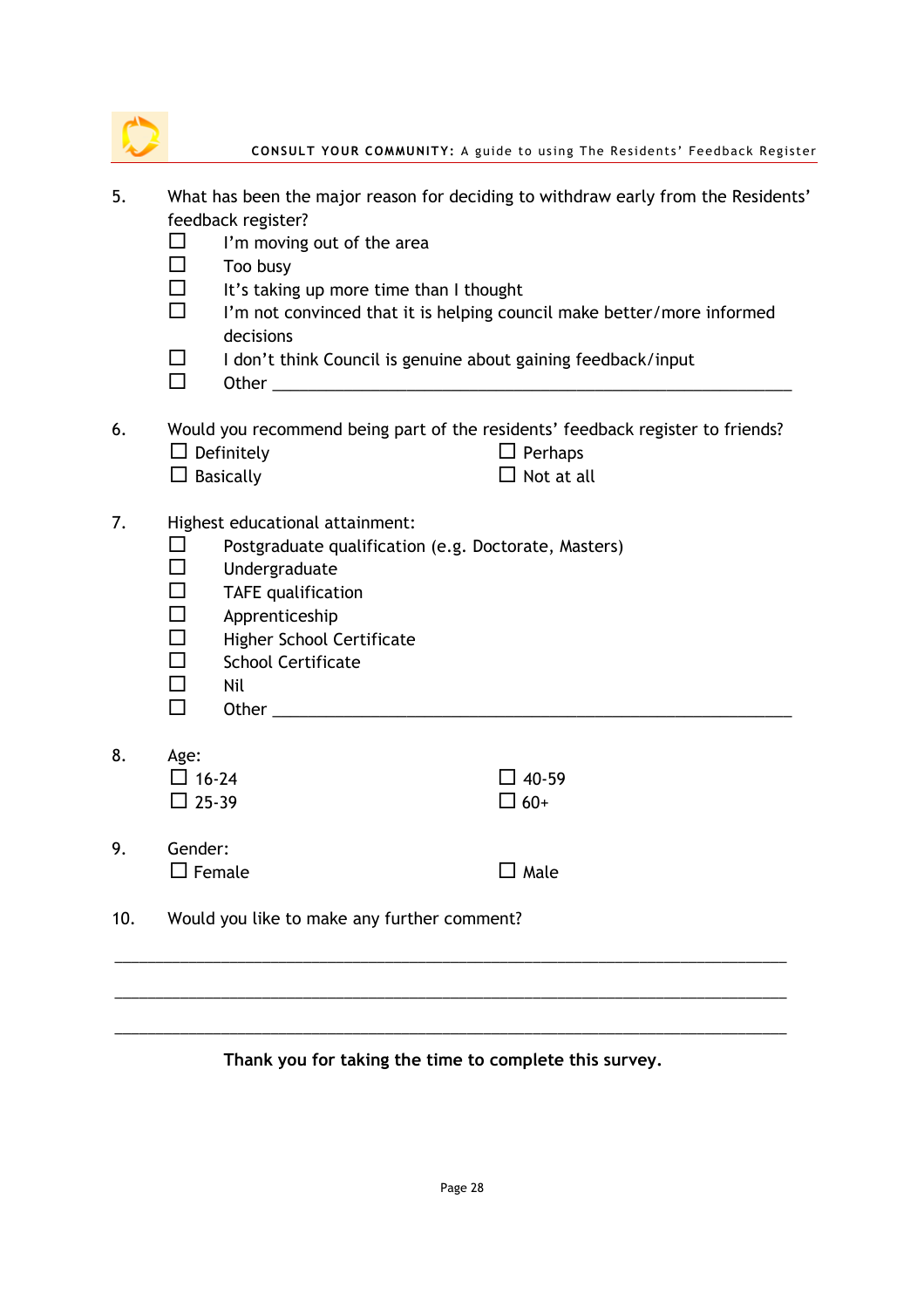5. What has been the major reason for deciding to withdraw early from the Residents' feedback register?
   - ☐ I'm moving out of the area
   - ☐ Too busy
   - ☐ It's taking up more time than I thought
   - ☐ I'm not convinced that it is helping council make better/more informed decisions
   - ☐ I don't think Council is genuine about gaining feedback/input
   - ☐ Other ______________________________________________

6. Would you recommend being part of the residents' feedback register to friends?
   - ☐ Definitely
   - ☐ Basically
   - ☐ Perhaps
   - ☐ Not at all

7. Highest educational attainment:
   - ☐ Postgraduate qualification (e.g. Doctorate, Masters)
   - ☐ Undergraduate
   - ☐ TAFE qualification
   - ☐ Appreniceship
   - ☐ Higher School Certificate
   - ☐ School Certificate
   - ☐ Nil
   - ☐ Other ______________________________________________

8. Age:
   - ☐ 16-24
   - ☐ 25-39
   - ☐ 40-59
   - ☐ 60+

9. Gender:
   - ☐ Female
   - ☐ Male

10. Would you like to make any further comment?

______________________________________________________________________

______________________________________________________________________

______________________________________________________________________

**Thank you for taking the time to complete this survey.**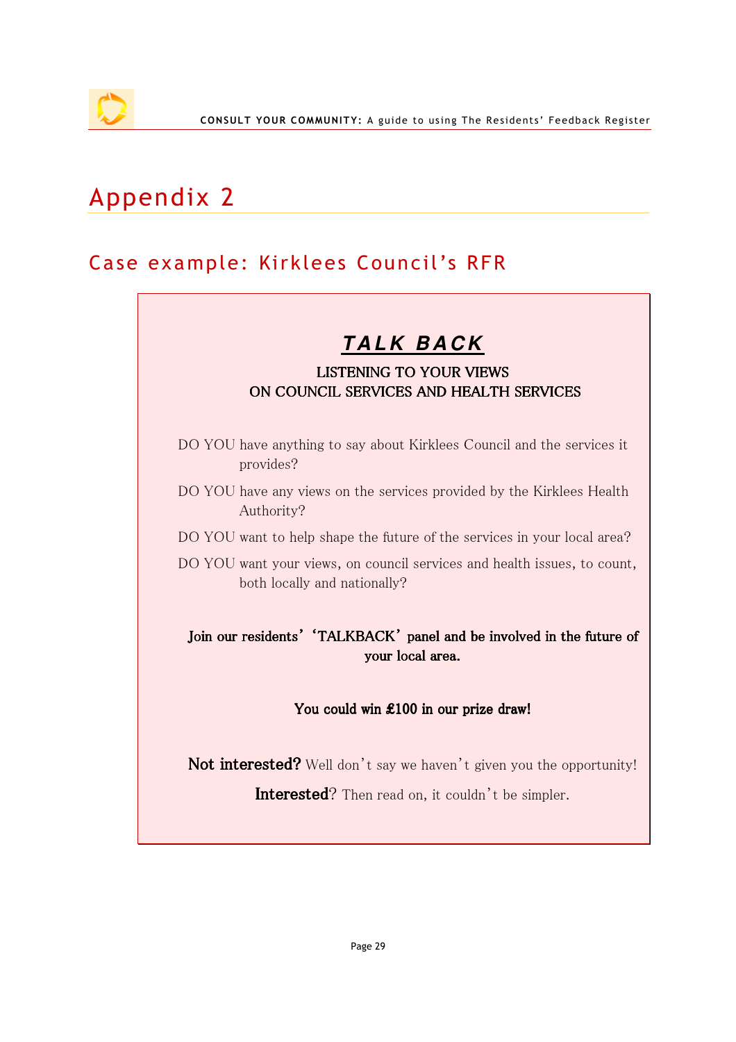# Appendix 2

## Case example: Kirklees Council's RFR

### ***TALK BACK***

**LISTENING TO YOUR VIEWS**
**ON COUNCIL SERVICES AND HEALTH SERVICES**

DO YOU have anything to say about Kirklees Council and the services it provides?

DO YOU have any views on the services provided by the Kirklees Health Authority?

DO YOU want to help shape the future of the services in your local area?

DO YOU want your views, on council services and health issues, to count, both locally and nationally?

**Join our residents' 'TALKBACK' panel and be involved in the future of your local area.**

**You could win £100 in our prize draw!**

**Not interested?** Well don't say we haven't given you the opportunity!

**Interested**? Then read on, it couldn't be simpler.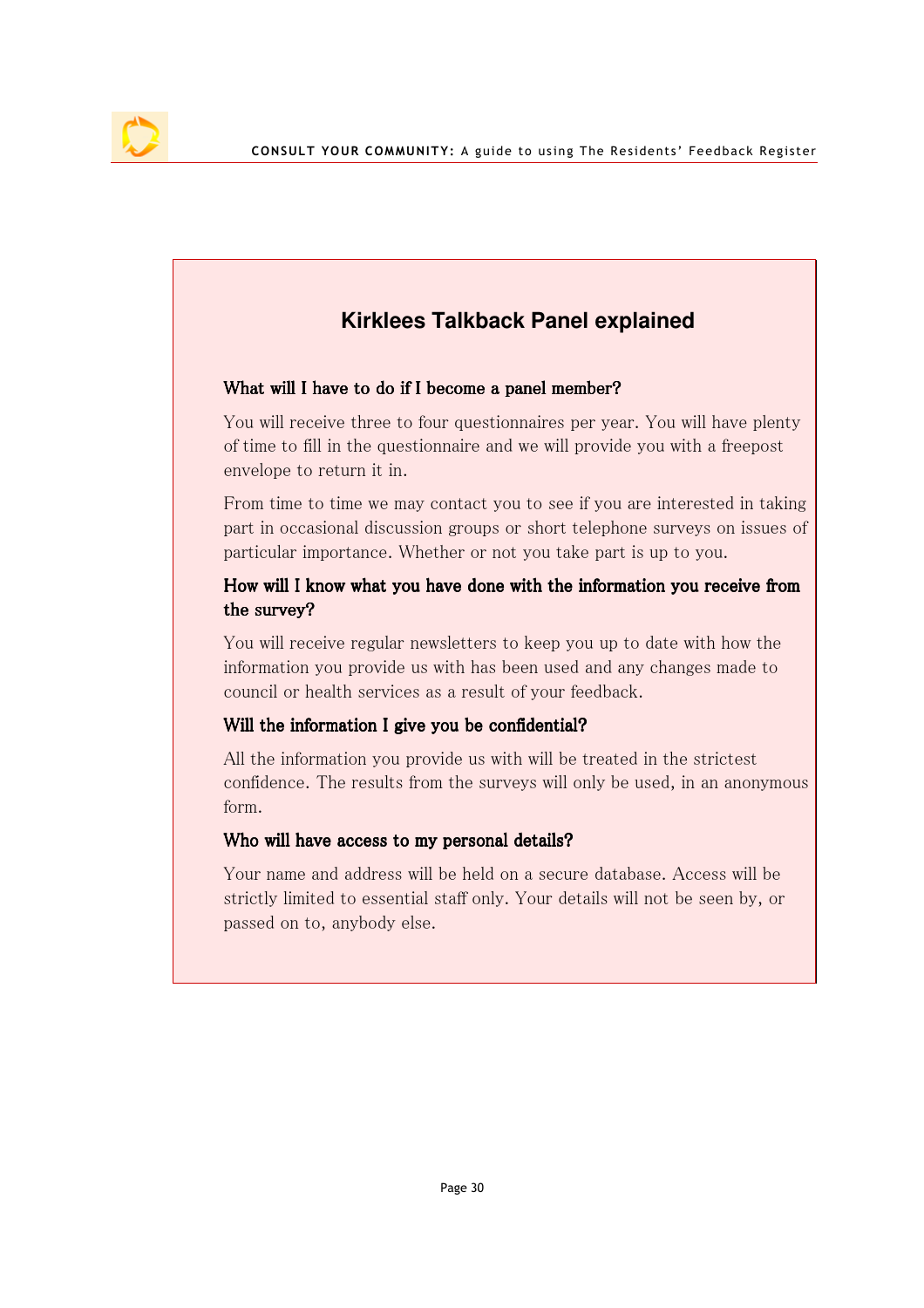## Kirklees Talkback Panel explained

**What will I have to do if I become a panel member?**

You will receive three to four questionnaires per year. You will have plenty of time to fill in the questionnaire and we will provide you with a freepost envelope to return it in.

From time to time we may contact you to see if you are interested in taking part in occasional discussion groups or short telephone surveys on issues of particular importance. Whether or not you take part is up to you.

**How will I know what you have done with the information you receive from the survey?**

You will receive regular newsletters to keep you up to date with how the information you provide us with has been used and any changes made to council or health services as a result of your feedback.

**Will the information I give you be confidential?**

All the information you provide us with will be treated in the strictest confidence. The results from the surveys will only be used, in an anonymous form.

**Who will have access to my personal details?**

Your name and address will be held on a secure database. Access will be strictly limited to essential staff only. Your details will not be seen by, or passed on to, anybody else.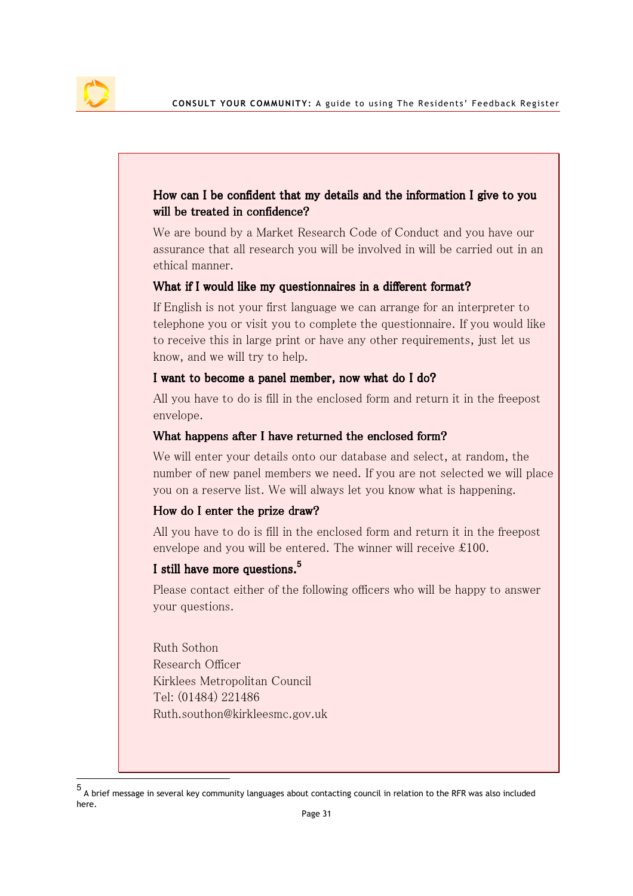**How can I be confident that my details and the information I give to you will be treated in confidence?**

We are bound by a Market Research Code of Conduct and you have our assurance that all research you will be involved in will be carried out in an ethical manner.

**What if I would like my questionnaires in a different format?**

If English is not your first language we can arrange for an interpreter to telephone you or visit you to complete the questionnaire. If you would like to receive this in large print or have any other requirements, just let us know, and we will try to help.

**I want to become a panel member, now what do I do?**

All you have to do is fill in the enclosed form and return it in the freepost envelope.

**What happens after I have returned the enclosed form?**

We will enter your details onto our database and select, at random, the number of new panel members we need. If you are not selected we will place you on a reserve list. We will always let you know what is happening.

**How do I enter the prize draw?**

All you have to do is fill in the enclosed form and return it in the freepost envelope and you will be entered. The winner will receive £100.

**I still have more questions.**[5]

Please contact either of the following officers who will be happy to answer your questions.

Ruth Sothon
Research Officer
Kirklees Metropolitan Council
Tel: (01484) 221486
Ruth.southon@kirkleesmc.gov.uk

---

[5] A brief message in several key community languages about contacting council in relation to the RFR was also included here.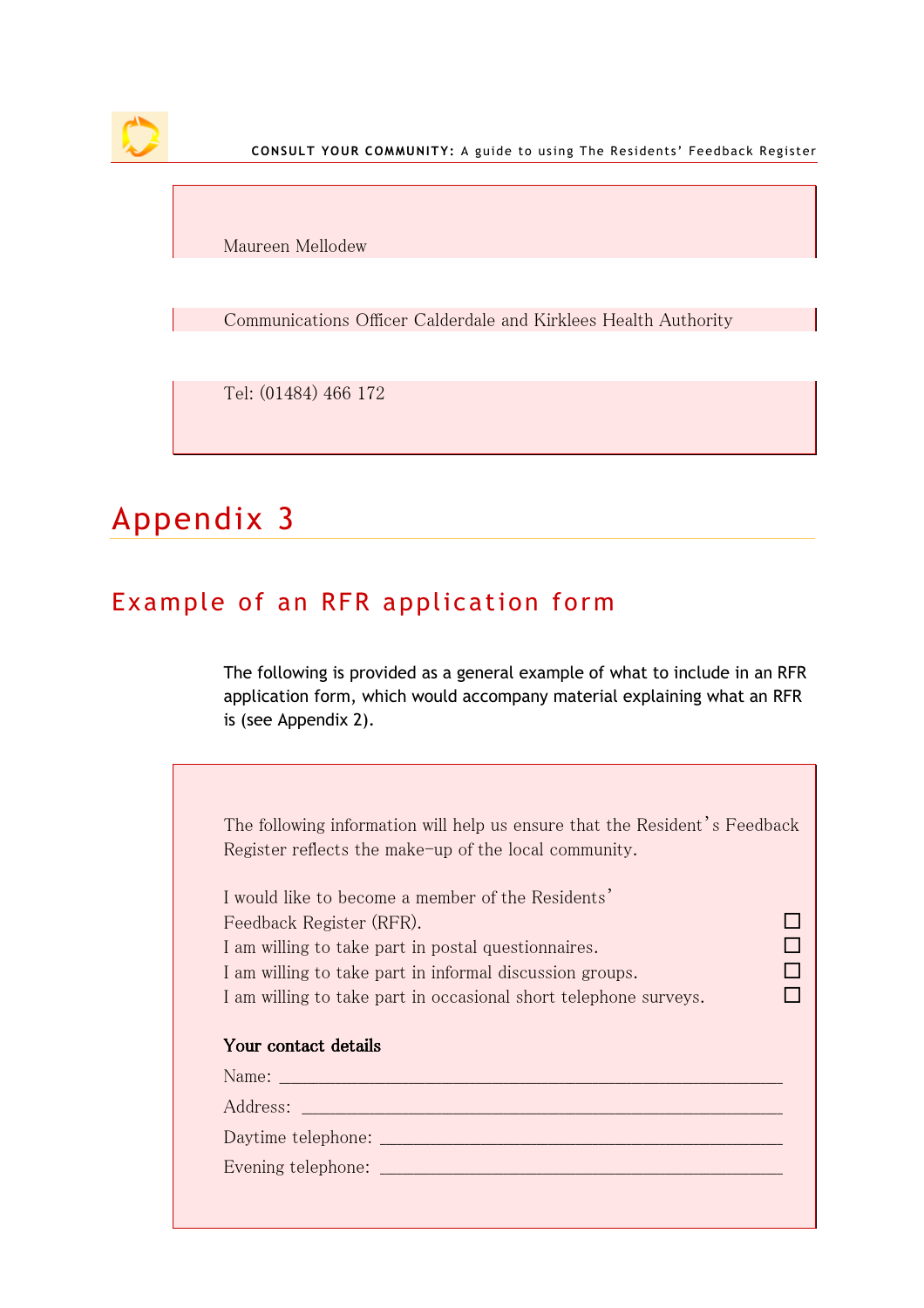Maureen Mellodew

Communications Officer Calderdale and Kirklees Health Authority

Tel: (01484) 466 172

# Appendix 3

## Example of an RFR application form

The following is provided as a general example of what to include in an RFR application form, which would accompany material explaining what an RFR is (see Appendix 2).

The following information will help us ensure that the Resident's Feedback Register reflects the make-up of the local community.

I would like to become a member of the Residents' Feedback Register (RFR). ☐

I am willing to take part in postal questionnaires. ☐

I am willing to take part in informal discussion groups. ☐

I am willing to take part in occasional short telephone surveys. ☐

**Your contact details**

Name: ____________________________________________________

Address: __________________________________________________

Daytime telephone: _________________________________________

Evening telephone: _________________________________________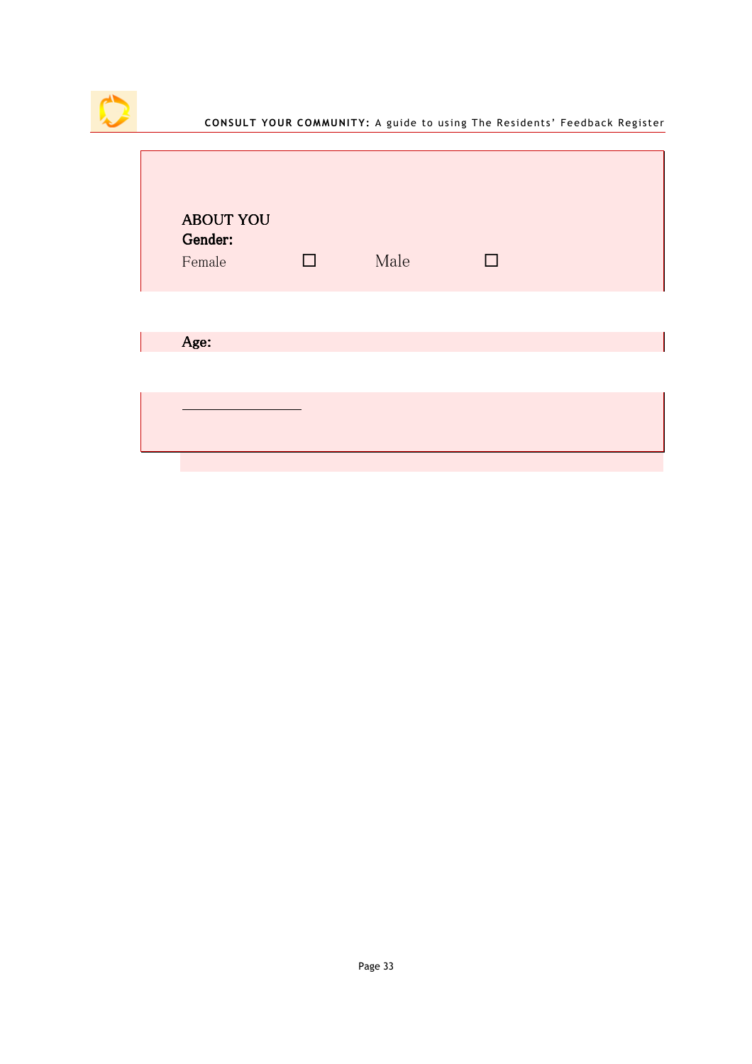**ABOUT YOU**

**Gender:**

Female ☐ Male ☐

**Age:**

_________________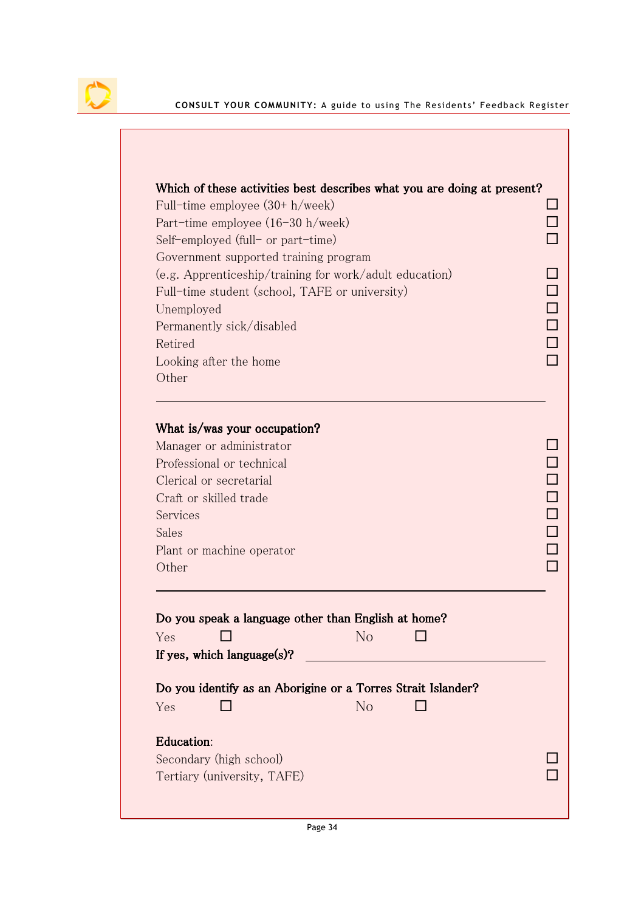**Which of these activities best describes what you are doing at present?**

- Full-time employee (30+ h/week) ☐
- Part-time employee (16-30 h/week) ☐
- Self-employed (full- or part-time) ☐
- Government supported training program (e.g. Apprenticeship/training for work/adult education) ☐
- Full-time student (school, TAFE or university) ☐
- Unemployed ☐
- Permanently sick/disabled ☐
- Retired ☐
- Looking after the home ☐
- Other \_\_\_\_\_\_\_\_\_\_\_\_\_\_\_\_\_\_\_\_

**What is/was your occupation?**

- Manager or administrator ☐
- Professional or technical ☐
- Clerical or secretarial ☐
- Craft or skilled trade ☐
- Services ☐
- Sales ☐
- Plant or machine operator ☐
- Other ☐

**Do you speak a language other than English at home?**

Yes ☐ No ☐

**If yes, which language(s)?** \_\_\_\_\_\_\_\_\_\_\_\_\_\_\_\_\_\_\_\_

**Do you identify as an Aborigine or a Torres Strait Islander?**

Yes ☐ No ☐

**Education**:

- Secondary (high school) ☐
- Tertiary (university, TAFE) ☐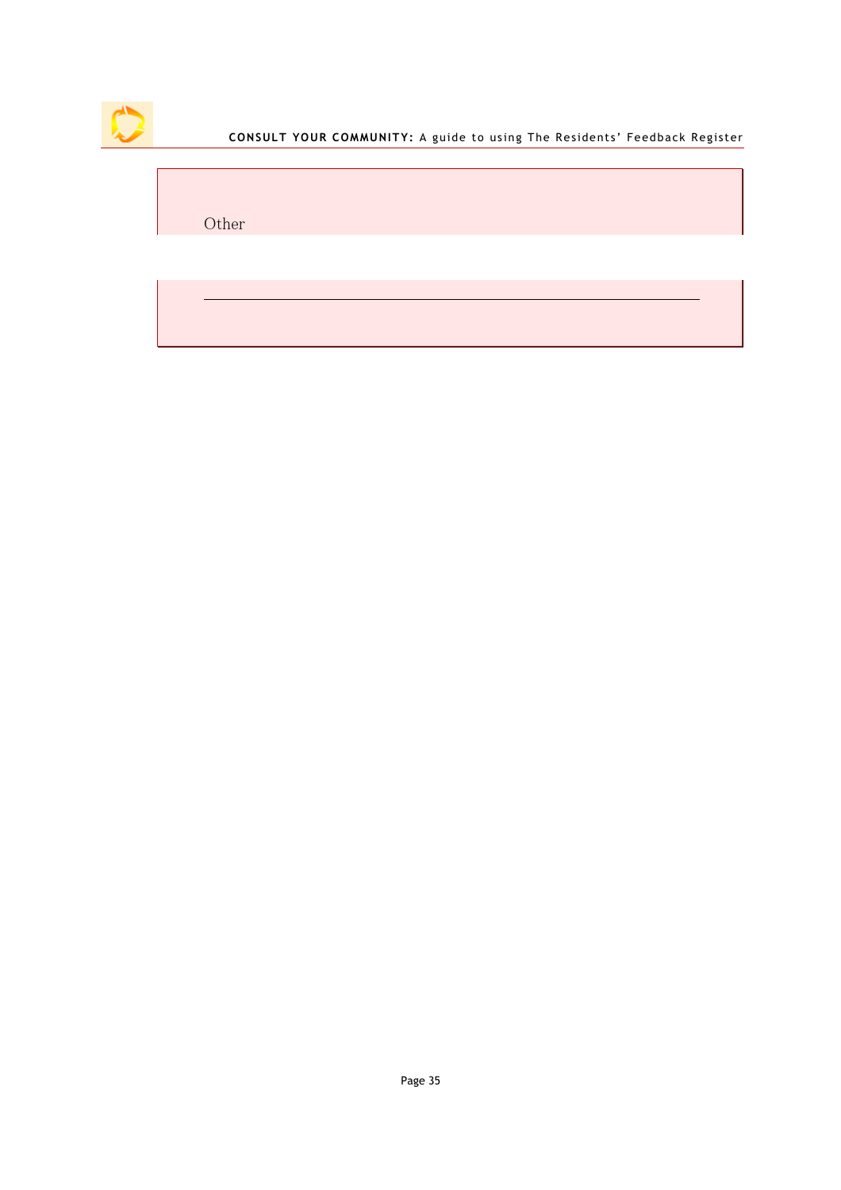Other

---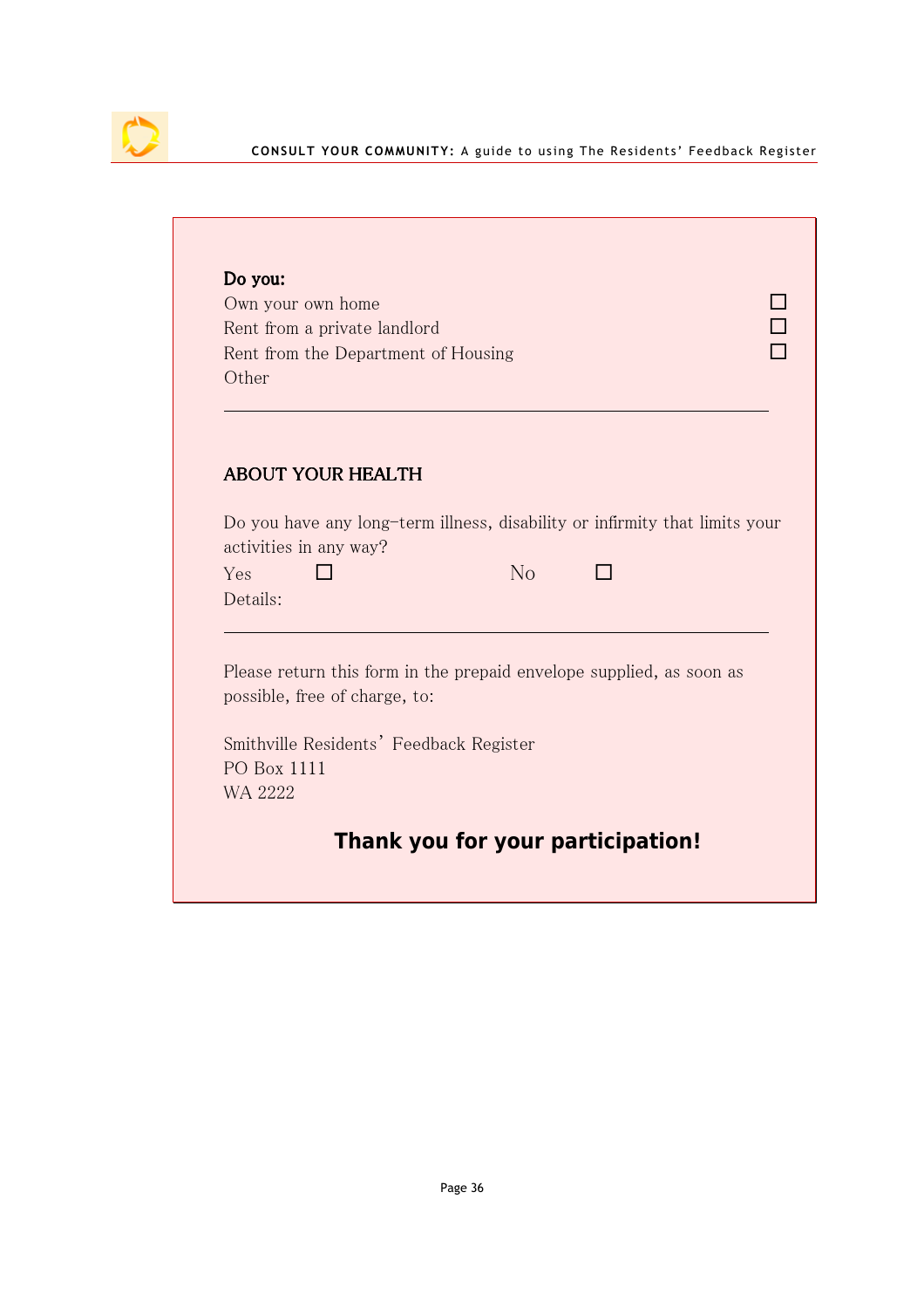**Do you:**

Own your own home ☐

Rent from a private landlord ☐

Rent from the Department of Housing ☐

Other

---

**ABOUT YOUR HEALTH**

Do you have any long-term illness, disability or infirmity that limits your activities in any way?

Yes ☐ No ☐

Details:

---

Please return this form in the prepaid envelope supplied, as soon as possible, free of charge, to:

Smithville Residents' Feedback Register
PO Box 1111
WA 2222

**Thank you for your participation!**